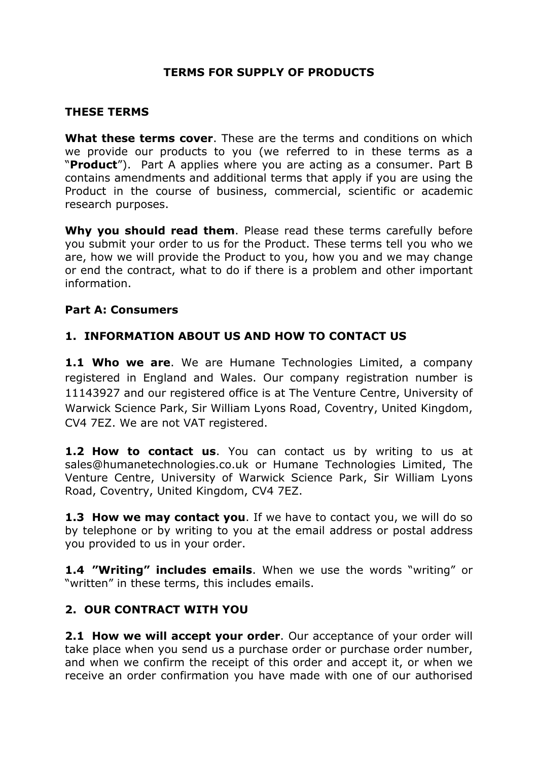# TERMS FOR SUPPLY OF PRODUCTS

## THESE TERMS

**What these terms cover**. These are the terms and conditions on which we provide our products to you (we referred to in these terms as a "**Product**"). Part A applies where you are acting as a consumer. Part B contains amendments and additional terms that apply if you are using the Product in the course of business, commercial, scientific or academic research purposes.

**Why you should read them**. Please read these terms carefully before you submit your order to us for the Product. These terms tell you who we are, how we will provide the Product to you, how you and we may change or end the contract, what to do if there is a problem and other important information.

## Part A: Consumers

### 1. INFORMATION ABOUT US AND HOW TO CONTACT US

**1.1 Who we are**. We are Humane Technologies Limited, a company registered in England and Wales. Our company registration number is 11143927 and our registered office is at The Venture Centre, University of Warwick Science Park, Sir William Lyons Road, Coventry, United Kingdom, CV4 7EZ. We are not VAT registered.

**1.2 How to contact us**. You can contact us by writing to us at sales@humanetechnologies.co.uk or Humane Technologies Limited, The Venture Centre, University of Warwick Science Park, Sir William Lyons Road, Coventry, United Kingdom, CV4 7EZ.

**1.3 How we may contact you**. If we have to contact you, we will do so by telephone or by writing to you at the email address or postal address you provided to us in your order.

**1.4 "Writing" includes emails**. When we use the words "writing" or "written" in these terms, this includes emails.

### 2. OUR CONTRACT WITH YOU

**2.1 How we will accept your order**. Our acceptance of your order will take place when you send us a purchase order or purchase order number, and when we confirm the receipt of this order and accept it, or when we receive an order confirmation you have made with one of our authorised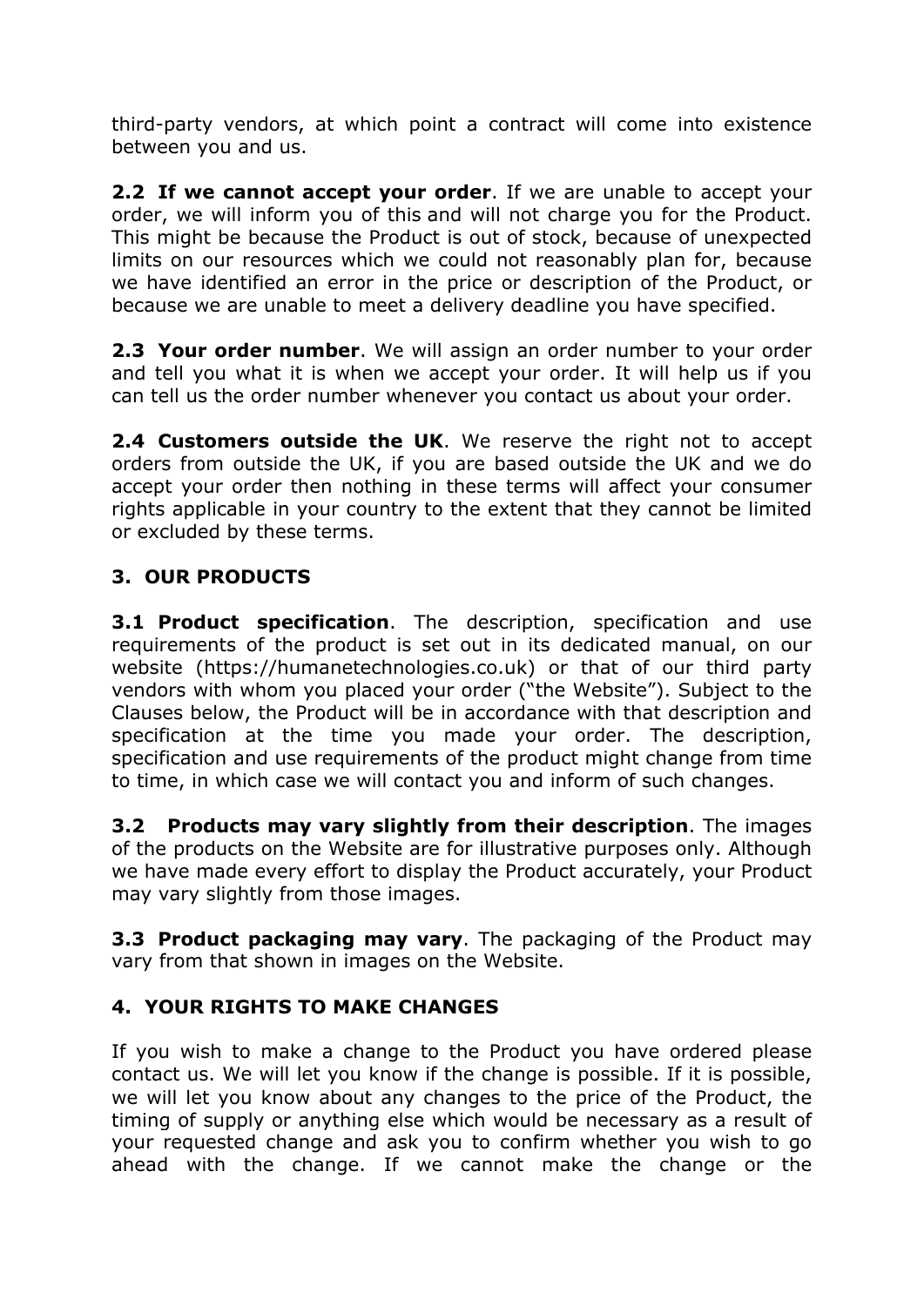third-party vendors, at which point a contract will come into existence between you and us.

**2.2 If we cannot accept your order**. If we are unable to accept your order, we will inform you of this and will not charge you for the Product. This might be because the Product is out of stock, because of unexpected limits on our resources which we could not reasonably plan for, because we have identified an error in the price or description of the Product, or because we are unable to meet a delivery deadline you have specified.

**2.3 Your order number**. We will assign an order number to your order and tell you what it is when we accept your order. It will help us if you can tell us the order number whenever you contact us about your order.

**2.4 Customers outside the UK**. We reserve the right not to accept orders from outside the UK, if you are based outside the UK and we do accept your order then nothing in these terms will affect your consumer rights applicable in your country to the extent that they cannot be limited or excluded by these terms.

## 3. OUR PRODUCTS

**3.1 Product specification**. The description, specification and use requirements of the product is set out in its dedicated manual, on our website (https://humanetechnologies.co.uk) or that of our third party vendors with whom you placed your order ("the Website"). Subject to the Clauses below, the Product will be in accordance with that description and specification at the time you made your order. The description, specification and use requirements of the product might change from time to time, in which case we will contact you and inform of such changes.

**3.2 Products may vary slightly from their description**. The images of the products on the Website are for illustrative purposes only. Although we have made every effort to display the Product accurately, your Product may vary slightly from those images.

**3.3 Product packaging may vary**. The packaging of the Product may vary from that shown in images on the Website.

## 4. YOUR RIGHTS TO MAKE CHANGES

If you wish to make a change to the Product you have ordered please contact us. We will let you know if the change is possible. If it is possible, we will let you know about any changes to the price of the Product, the timing of supply or anything else which would be necessary as a result of your requested change and ask you to confirm whether you wish to go ahead with the change. If we cannot make the change or the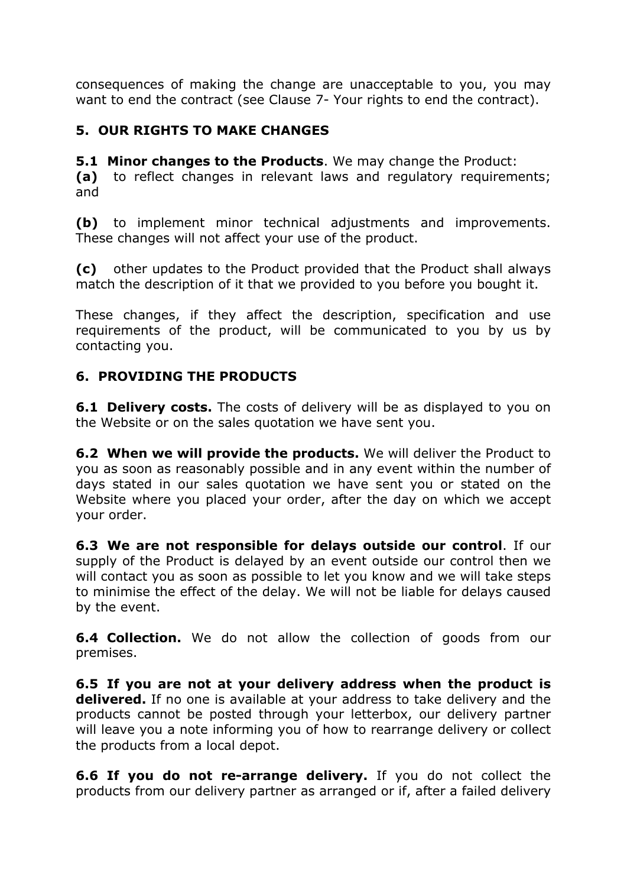consequences of making the change are unacceptable to you, you may want to end the contract (see Clause 7- Your rights to end the contract).

## 5. OUR RIGHTS TO MAKE CHANGES

**5.1 Minor changes to the Products**. We may change the Product:

**(a)** to reflect changes in relevant laws and regulatory requirements; and

**(b)** to implement minor technical adjustments and improvements. These changes will not affect your use of the product.

**(c)** other updates to the Product provided that the Product shall always match the description of it that we provided to you before you bought it.

These changes, if they affect the description, specification and use requirements of the product, will be communicated to you by us by contacting you.

## 6. PROVIDING THE PRODUCTS

**6.1 Delivery costs.** The costs of delivery will be as displayed to you on the Website or on the sales quotation we have sent you.

**6.2 When we will provide the products.** We will deliver the Product to you as soon as reasonably possible and in any event within the number of days stated in our sales quotation we have sent you or stated on the Website where you placed your order, after the day on which we accept your order.

**6.3 We are not responsible for delays outside our control**. If our supply of the Product is delayed by an event outside our control then we will contact you as soon as possible to let you know and we will take steps to minimise the effect of the delay. We will not be liable for delays caused by the event.

**6.4 Collection.** We do not allow the collection of goods from our premises.

**6.5 If you are not at your delivery address when the product is delivered.** If no one is available at your address to take delivery and the products cannot be posted through your letterbox, our delivery partner will leave you a note informing you of how to rearrange delivery or collect the products from a local depot.

**6.6 If you do not re-arrange delivery.** If you do not collect the products from our delivery partner as arranged or if, after a failed delivery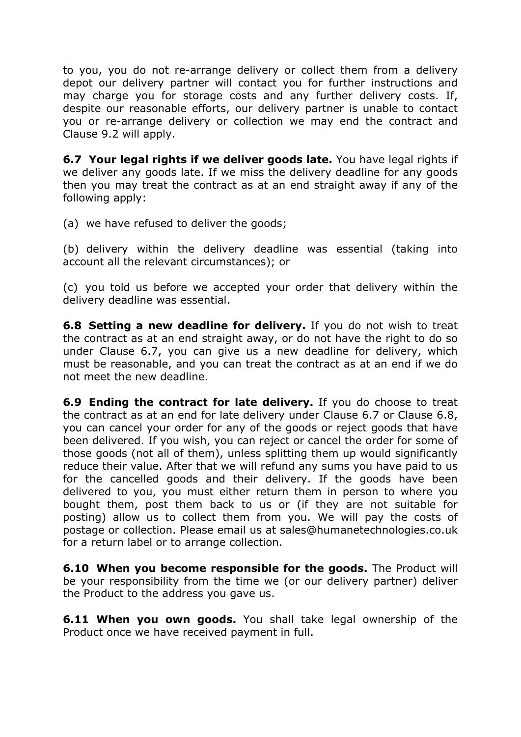to you, you do not re-arrange delivery or collect them from a delivery depot our delivery partner will contact you for further instructions and may charge you for storage costs and any further delivery costs. If, despite our reasonable efforts, our delivery partner is unable to contact you or re-arrange delivery or collection we may end the contract and Clause 9.2 will apply.

**6.7 Your legal rights if we deliver goods late.** You have legal rights if we deliver any goods late. If we miss the delivery deadline for any goods then you may treat the contract as at an end straight away if any of the following apply:

(a) we have refused to deliver the goods;

(b) delivery within the delivery deadline was essential (taking into account all the relevant circumstances); or

(c) you told us before we accepted your order that delivery within the delivery deadline was essential.

**6.8 Setting a new deadline for delivery.** If you do not wish to treat the contract as at an end straight away, or do not have the right to do so under Clause 6.7, you can give us a new deadline for delivery, which must be reasonable, and you can treat the contract as at an end if we do not meet the new deadline.

**6.9 Ending the contract for late delivery.** If you do choose to treat the contract as at an end for late delivery under Clause 6.7 or Clause 6.8, you can cancel your order for any of the goods or reject goods that have been delivered. If you wish, you can reject or cancel the order for some of those goods (not all of them), unless splitting them up would significantly reduce their value. After that we will refund any sums you have paid to us for the cancelled goods and their delivery. If the goods have been delivered to you, you must either return them in person to where you bought them, post them back to us or (if they are not suitable for posting) allow us to collect them from you. We will pay the costs of postage or collection. Please email us at sales@humanetechnologies.co.uk for a return label or to arrange collection.

**6.10 When you become responsible for the goods.** The Product will be your responsibility from the time we (or our delivery partner) deliver the Product to the address you gave us.

**6.11 When you own goods.** You shall take legal ownership of the Product once we have received payment in full.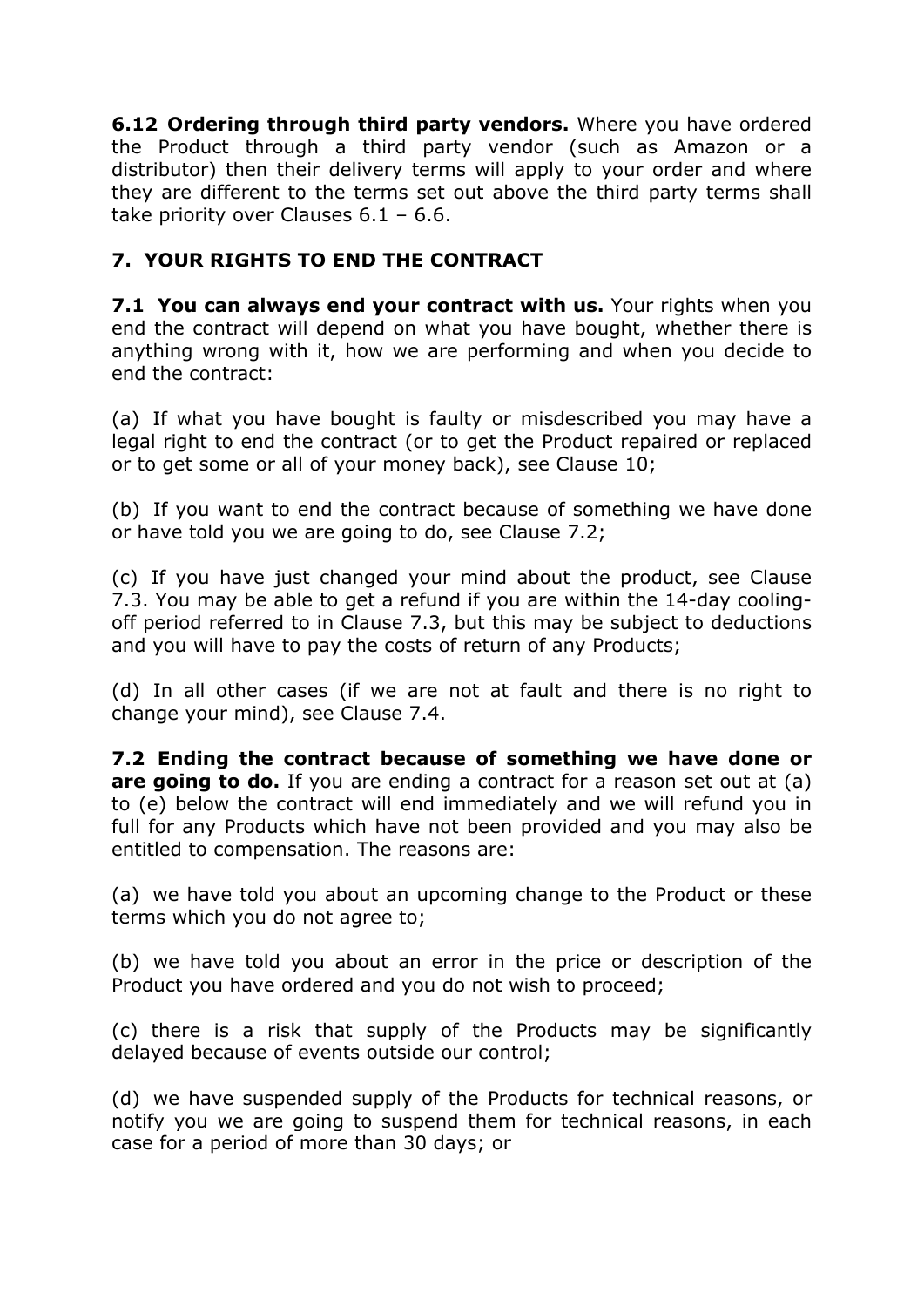**6.12 Ordering through third party vendors.** Where you have ordered the Product through a third party vendor (such as Amazon or a distributor) then their delivery terms will apply to your order and where they are different to the terms set out above the third party terms shall take priority over Clauses 6.1 – 6.6.

## 7. YOUR RIGHTS TO END THE CONTRACT

**7.1 You can always end your contract with us.** Your rights when you end the contract will depend on what you have bought, whether there is anything wrong with it, how we are performing and when you decide to end the contract:

(a) If what you have bought is faulty or misdescribed you may have a legal right to end the contract (or to get the Product repaired or replaced or to get some or all of your money back), see Clause 10;

(b) If you want to end the contract because of something we have done or have told you we are going to do, see Clause 7.2;

(c) If you have just changed your mind about the product, see Clause 7.3. You may be able to get a refund if you are within the 14-day cooling-off period referred to in Clause 7.3, but this may be subject to deductions and you will have to pay the costs of return of any Products;

(d) In all other cases (if we are not at fault and there is no right to change your mind), see Clause 7.4.

**7.2 Ending the contract because of something we have done or are going to do.** If you are ending a contract for a reason set out at (a) to (e) below the contract will end immediately and we will refund you in full for any Products which have not been provided and you may also be entitled to compensation. The reasons are:

(a) we have told you about an upcoming change to the Product or these terms which you do not agree to;

(b) we have told you about an error in the price or description of the Product you have ordered and you do not wish to proceed;

(c) there is a risk that supply of the Products may be significantly delayed because of events outside our control;

(d) we have suspended supply of the Products for technical reasons, or notify you we are going to suspend them for technical reasons, in each case for a period of more than 30 days; or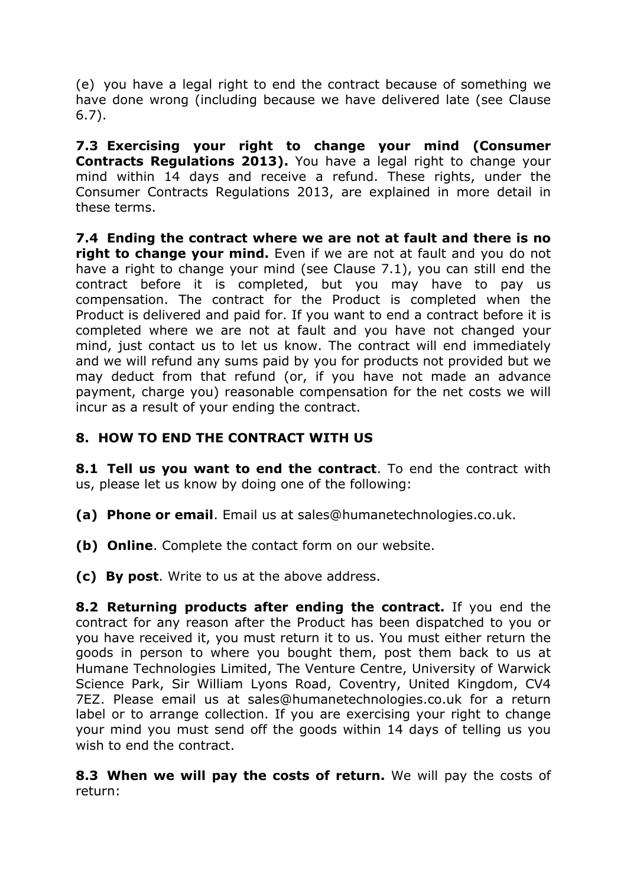(e) you have a legal right to end the contract because of something we have done wrong (including because we have delivered late (see Clause 6.7).

**7.3 Exercising your right to change your mind (Consumer Contracts Regulations 2013).** You have a legal right to change your mind within 14 days and receive a refund. These rights, under the Consumer Contracts Regulations 2013, are explained in more detail in these terms.

**7.4 Ending the contract where we are not at fault and there is no right to change your mind.** Even if we are not at fault and you do not have a right to change your mind (see Clause 7.1), you can still end the contract before it is completed, but you may have to pay us compensation. The contract for the Product is completed when the Product is delivered and paid for. If you want to end a contract before it is completed where we are not at fault and you have not changed your mind, just contact us to let us know. The contract will end immediately and we will refund any sums paid by you for products not provided but we may deduct from that refund (or, if you have not made an advance payment, charge you) reasonable compensation for the net costs we will incur as a result of your ending the contract.

## 8. HOW TO END THE CONTRACT WITH US

**8.1 Tell us you want to end the contract**. To end the contract with us, please let us know by doing one of the following:

**(a) Phone or email**. Email us at sales@humanetechnologies.co.uk.

**(b) Online**. Complete the contact form on our website.

**(c) By post**. Write to us at the above address.

**8.2 Returning products after ending the contract.** If you end the contract for any reason after the Product has been dispatched to you or you have received it, you must return it to us. You must either return the goods in person to where you bought them, post them back to us at Humane Technologies Limited, The Venture Centre, University of Warwick Science Park, Sir William Lyons Road, Coventry, United Kingdom, CV4 7EZ. Please email us at sales@humanetechnologies.co.uk for a return label or to arrange collection. If you are exercising your right to change your mind you must send off the goods within 14 days of telling us you wish to end the contract.

**8.3 When we will pay the costs of return.** We will pay the costs of return: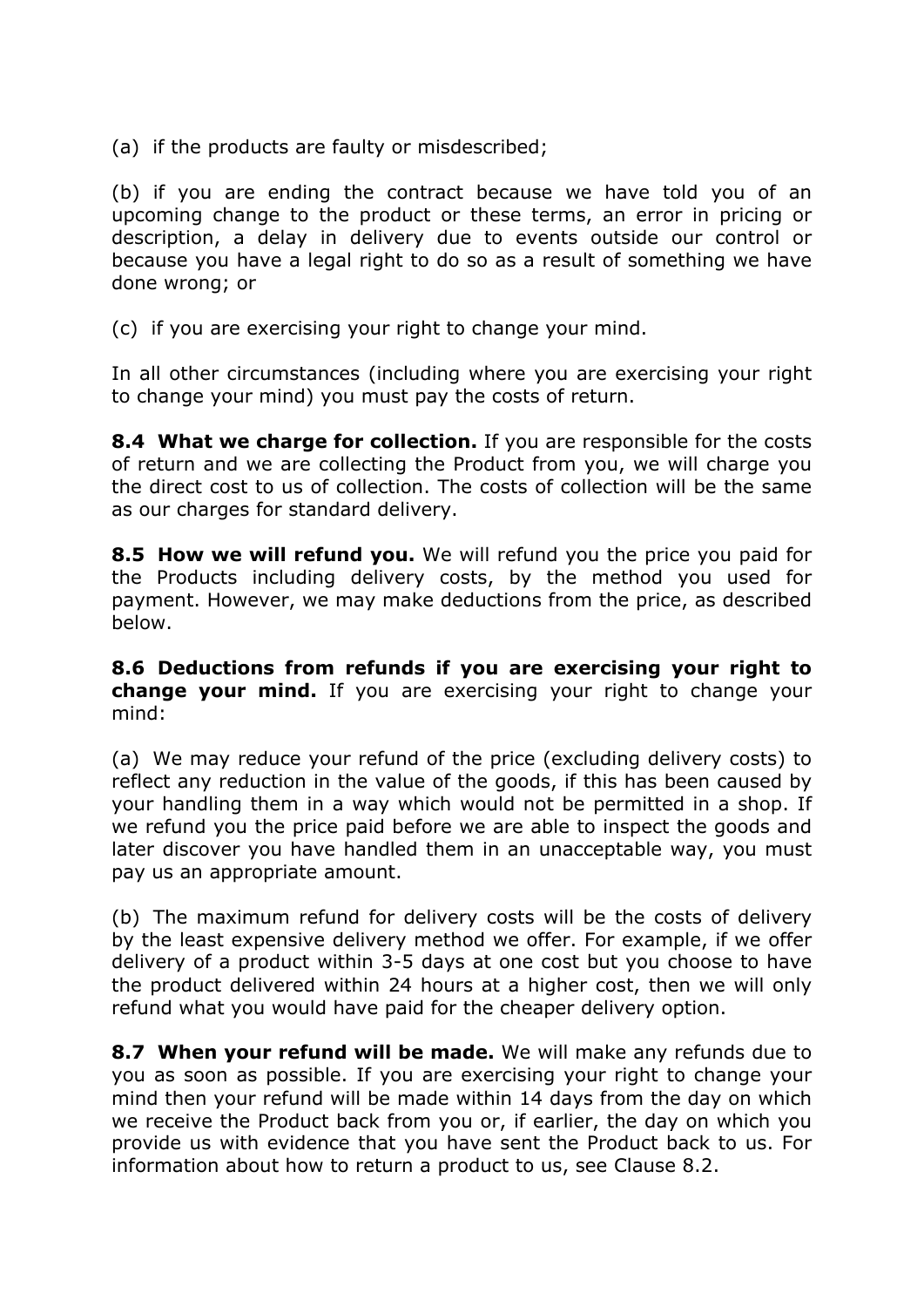(a) if the products are faulty or misdescribed;

(b) if you are ending the contract because we have told you of an upcoming change to the product or these terms, an error in pricing or description, a delay in delivery due to events outside our control or because you have a legal right to do so as a result of something we have done wrong; or

(c) if you are exercising your right to change your mind.

In all other circumstances (including where you are exercising your right to change your mind) you must pay the costs of return.

**8.4 What we charge for collection.** If you are responsible for the costs of return and we are collecting the Product from you, we will charge you the direct cost to us of collection. The costs of collection will be the same as our charges for standard delivery.

**8.5 How we will refund you.** We will refund you the price you paid for the Products including delivery costs, by the method you used for payment. However, we may make deductions from the price, as described below.

**8.6 Deductions from refunds if you are exercising your right to change your mind.** If you are exercising your right to change your mind:

(a) We may reduce your refund of the price (excluding delivery costs) to reflect any reduction in the value of the goods, if this has been caused by your handling them in a way which would not be permitted in a shop. If we refund you the price paid before we are able to inspect the goods and later discover you have handled them in an unacceptable way, you must pay us an appropriate amount.

(b) The maximum refund for delivery costs will be the costs of delivery by the least expensive delivery method we offer. For example, if we offer delivery of a product within 3-5 days at one cost but you choose to have the product delivered within 24 hours at a higher cost, then we will only refund what you would have paid for the cheaper delivery option.

**8.7 When your refund will be made.** We will make any refunds due to you as soon as possible. If you are exercising your right to change your mind then your refund will be made within 14 days from the day on which we receive the Product back from you or, if earlier, the day on which you provide us with evidence that you have sent the Product back to us. For information about how to return a product to us, see Clause 8.2.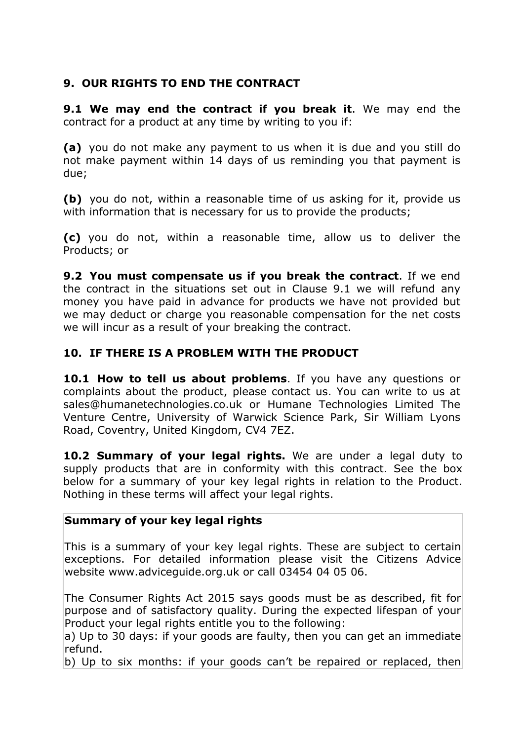## 9. OUR RIGHTS TO END THE CONTRACT

**9.1 We may end the contract if you break it**. We may end the contract for a product at any time by writing to you if:

**(a)** you do not make any payment to us when it is due and you still do not make payment within 14 days of us reminding you that payment is due;

**(b)** you do not, within a reasonable time of us asking for it, provide us with information that is necessary for us to provide the products;

**(c)** you do not, within a reasonable time, allow us to deliver the Products; or

**9.2 You must compensate us if you break the contract**. If we end the contract in the situations set out in Clause 9.1 we will refund any money you have paid in advance for products we have not provided but we may deduct or charge you reasonable compensation for the net costs we will incur as a result of your breaking the contract.

## 10. IF THERE IS A PROBLEM WITH THE PRODUCT

**10.1 How to tell us about problems**. If you have any questions or complaints about the product, please contact us. You can write to us at sales@humanetechnologies.co.uk or Humane Technologies Limited The Venture Centre, University of Warwick Science Park, Sir William Lyons Road, Coventry, United Kingdom, CV4 7EZ.

**10.2 Summary of your legal rights.** We are under a legal duty to supply products that are in conformity with this contract. See the box below for a summary of your key legal rights in relation to the Product. Nothing in these terms will affect your legal rights.

**Summary of your key legal rights**

This is a summary of your key legal rights. These are subject to certain exceptions. For detailed information please visit the Citizens Advice website www.adviceguide.org.uk or call 03454 04 05 06.

The Consumer Rights Act 2015 says goods must be as described, fit for purpose and of satisfactory quality. During the expected lifespan of your Product your legal rights entitle you to the following:

a) Up to 30 days: if your goods are faulty, then you can get an immediate refund.

b) Up to six months: if your goods can't be repaired or replaced, then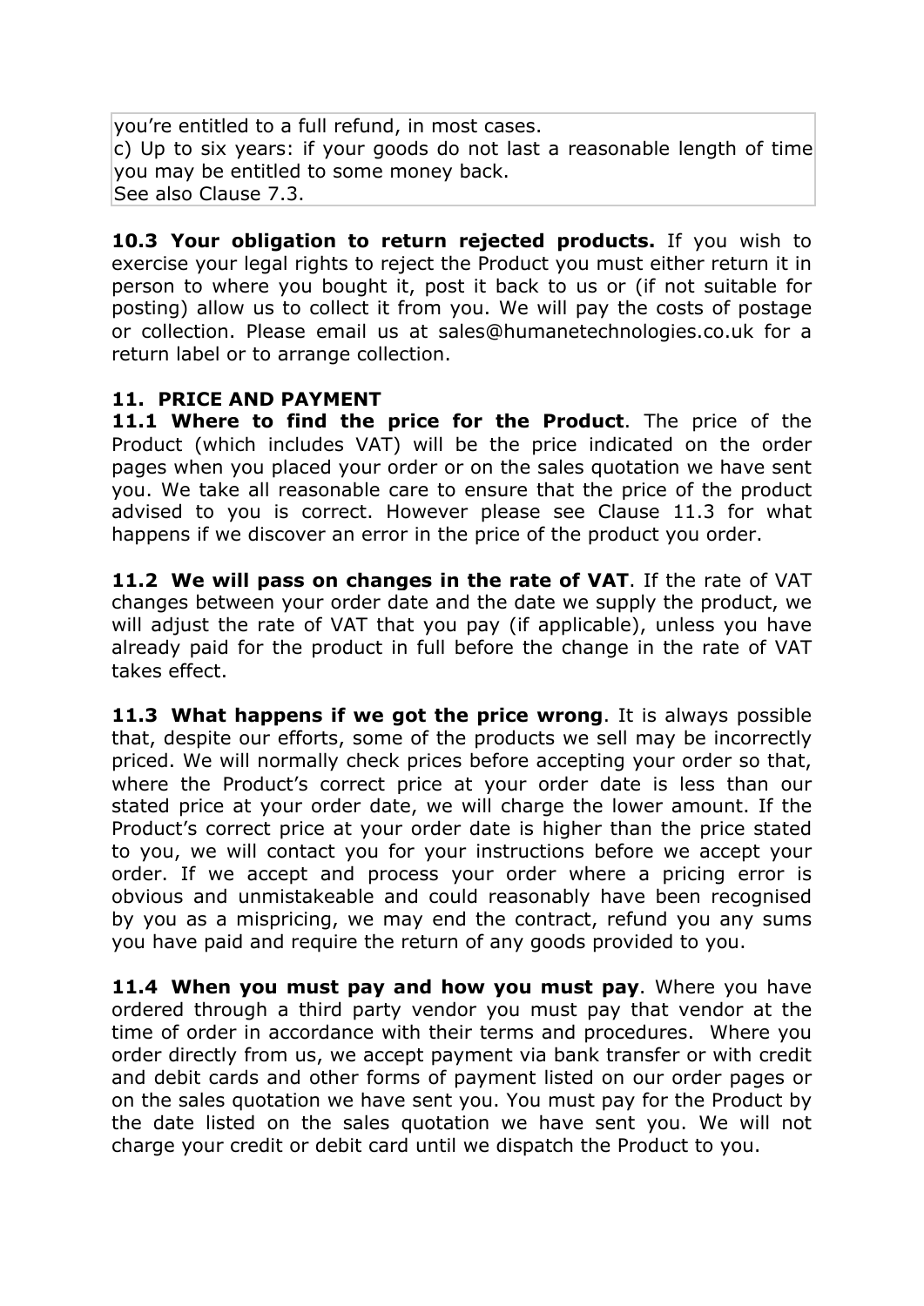you're entitled to a full refund, in most cases.
c) Up to six years: if your goods do not last a reasonable length of time you may be entitled to some money back.
See also Clause 7.3.

**10.3 Your obligation to return rejected products.** If you wish to exercise your legal rights to reject the Product you must either return it in person to where you bought it, post it back to us or (if not suitable for posting) allow us to collect it from you. We will pay the costs of postage or collection. Please email us at sales@humanetechnologies.co.uk for a return label or to arrange collection.

## 11. PRICE AND PAYMENT

**11.1 Where to find the price for the Product**. The price of the Product (which includes VAT) will be the price indicated on the order pages when you placed your order or on the sales quotation we have sent you. We take all reasonable care to ensure that the price of the product advised to you is correct. However please see Clause 11.3 for what happens if we discover an error in the price of the product you order.

**11.2 We will pass on changes in the rate of VAT**. If the rate of VAT changes between your order date and the date we supply the product, we will adjust the rate of VAT that you pay (if applicable), unless you have already paid for the product in full before the change in the rate of VAT takes effect.

**11.3 What happens if we got the price wrong**. It is always possible that, despite our efforts, some of the products we sell may be incorrectly priced. We will normally check prices before accepting your order so that, where the Product's correct price at your order date is less than our stated price at your order date, we will charge the lower amount. If the Product's correct price at your order date is higher than the price stated to you, we will contact you for your instructions before we accept your order. If we accept and process your order where a pricing error is obvious and unmistakeable and could reasonably have been recognised by you as a mispricing, we may end the contract, refund you any sums you have paid and require the return of any goods provided to you.

**11.4 When you must pay and how you must pay**. Where you have ordered through a third party vendor you must pay that vendor at the time of order in accordance with their terms and procedures. Where you order directly from us, we accept payment via bank transfer or with credit and debit cards and other forms of payment listed on our order pages or on the sales quotation we have sent you. You must pay for the Product by the date listed on the sales quotation we have sent you. We will not charge your credit or debit card until we dispatch the Product to you.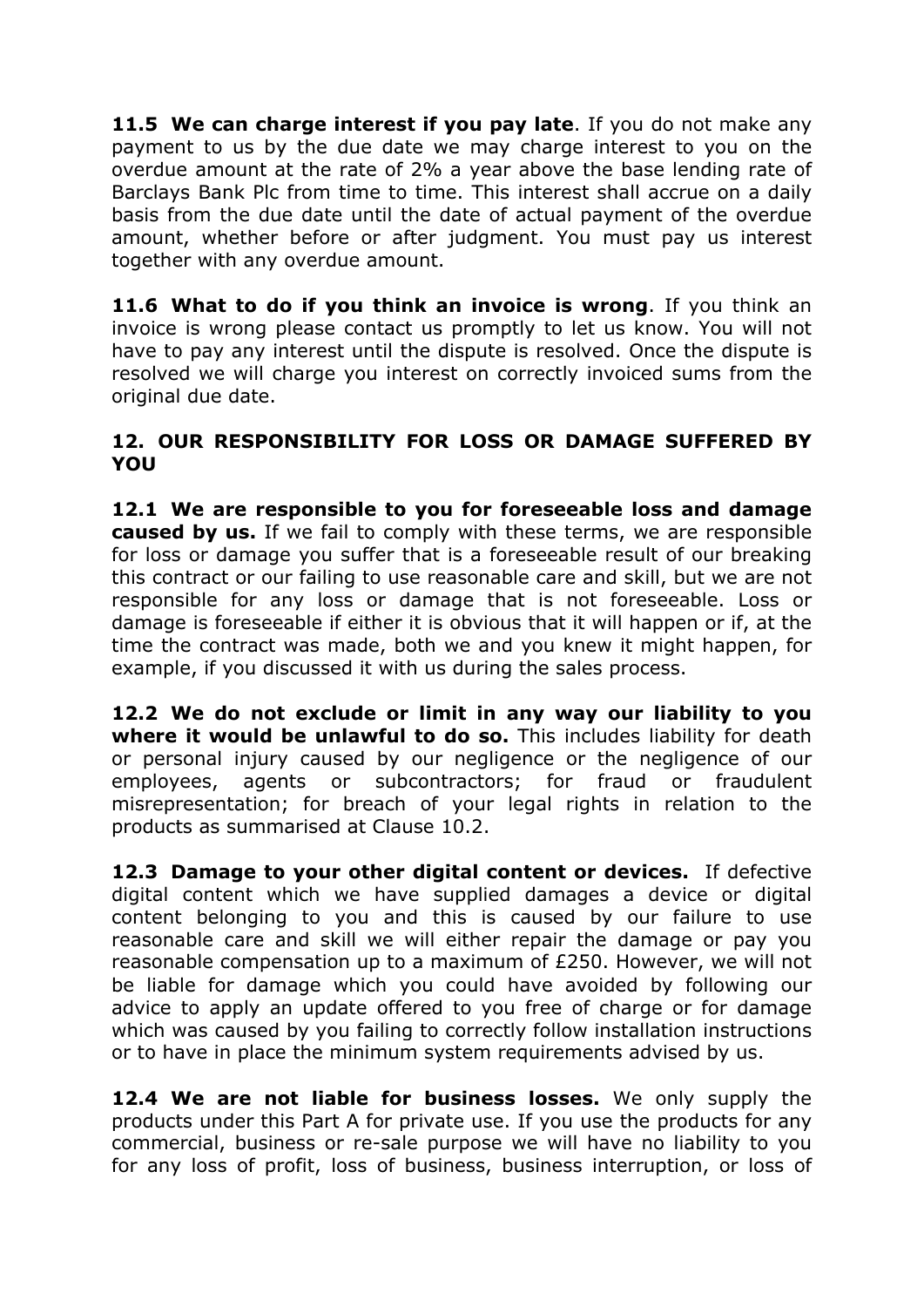**11.5 We can charge interest if you pay late**. If you do not make any payment to us by the due date we may charge interest to you on the overdue amount at the rate of 2% a year above the base lending rate of Barclays Bank Plc from time to time. This interest shall accrue on a daily basis from the due date until the date of actual payment of the overdue amount, whether before or after judgment. You must pay us interest together with any overdue amount.

**11.6 What to do if you think an invoice is wrong**. If you think an invoice is wrong please contact us promptly to let us know. You will not have to pay any interest until the dispute is resolved. Once the dispute is resolved we will charge you interest on correctly invoiced sums from the original due date.

## 12. OUR RESPONSIBILITY FOR LOSS OR DAMAGE SUFFERED BY YOU

**12.1 We are responsible to you for foreseeable loss and damage caused by us.** If we fail to comply with these terms, we are responsible for loss or damage you suffer that is a foreseeable result of our breaking this contract or our failing to use reasonable care and skill, but we are not responsible for any loss or damage that is not foreseeable. Loss or damage is foreseeable if either it is obvious that it will happen or if, at the time the contract was made, both we and you knew it might happen, for example, if you discussed it with us during the sales process.

**12.2 We do not exclude or limit in any way our liability to you where it would be unlawful to do so.** This includes liability for death or personal injury caused by our negligence or the negligence of our employees, agents or subcontractors; for fraud or fraudulent misrepresentation; for breach of your legal rights in relation to the products as summarised at Clause 10.2.

**12.3 Damage to your other digital content or devices.** If defective digital content which we have supplied damages a device or digital content belonging to you and this is caused by our failure to use reasonable care and skill we will either repair the damage or pay you reasonable compensation up to a maximum of £250. However, we will not be liable for damage which you could have avoided by following our advice to apply an update offered to you free of charge or for damage which was caused by you failing to correctly follow installation instructions or to have in place the minimum system requirements advised by us.

**12.4 We are not liable for business losses.** We only supply the products under this Part A for private use. If you use the products for any commercial, business or re-sale purpose we will have no liability to you for any loss of profit, loss of business, business interruption, or loss of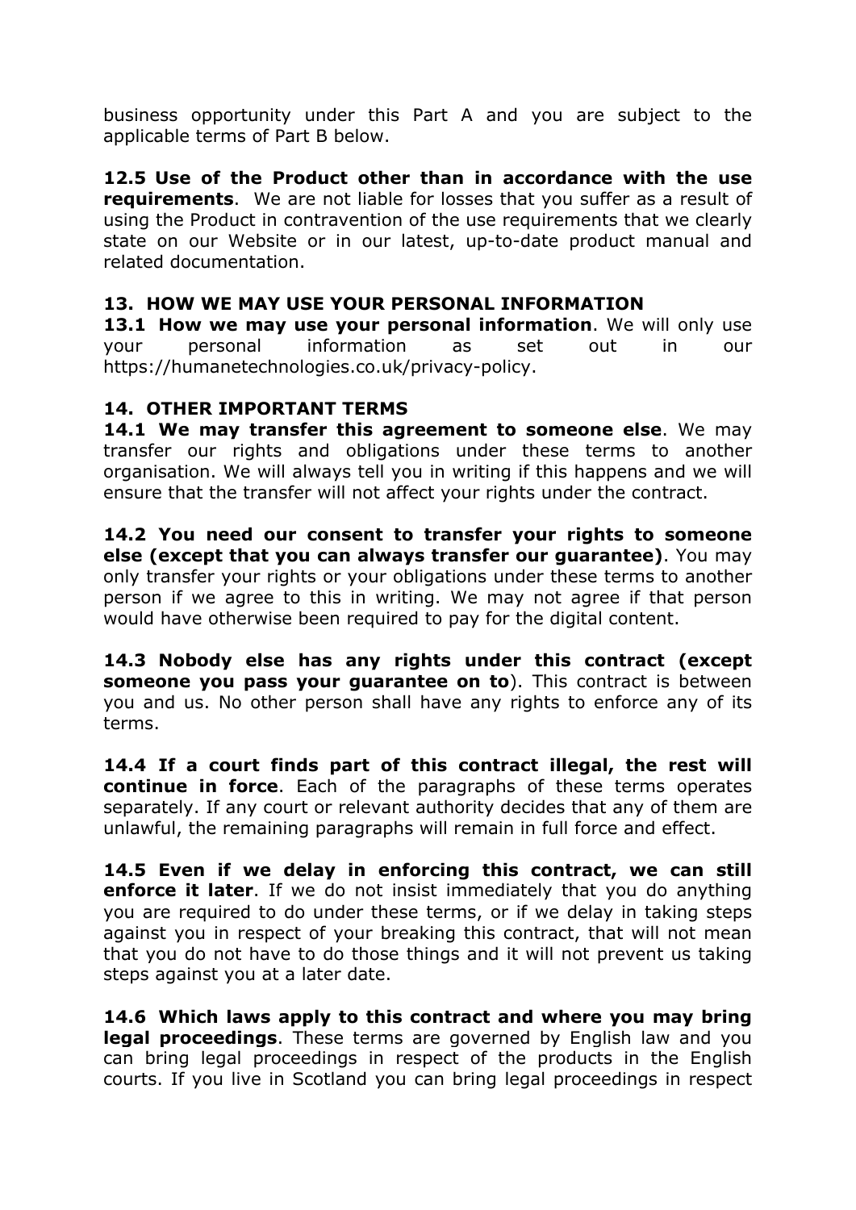business opportunity under this Part A and you are subject to the applicable terms of Part B below.

**12.5 Use of the Product other than in accordance with the use requirements**. We are not liable for losses that you suffer as a result of using the Product in contravention of the use requirements that we clearly state on our Website or in our latest, up-to-date product manual and related documentation.

## 13. HOW WE MAY USE YOUR PERSONAL INFORMATION

**13.1 How we may use your personal information**. We will only use your personal information as set out in our https://humanetechnologies.co.uk/privacy-policy.

## 14. OTHER IMPORTANT TERMS

**14.1 We may transfer this agreement to someone else**. We may transfer our rights and obligations under these terms to another organisation. We will always tell you in writing if this happens and we will ensure that the transfer will not affect your rights under the contract.

**14.2 You need our consent to transfer your rights to someone else (except that you can always transfer our guarantee)**. You may only transfer your rights or your obligations under these terms to another person if we agree to this in writing. We may not agree if that person would have otherwise been required to pay for the digital content.

**14.3 Nobody else has any rights under this contract (except someone you pass your guarantee on to**). This contract is between you and us. No other person shall have any rights to enforce any of its terms.

**14.4 If a court finds part of this contract illegal, the rest will continue in force**. Each of the paragraphs of these terms operates separately. If any court or relevant authority decides that any of them are unlawful, the remaining paragraphs will remain in full force and effect.

**14.5 Even if we delay in enforcing this contract, we can still enforce it later**. If we do not insist immediately that you do anything you are required to do under these terms, or if we delay in taking steps against you in respect of your breaking this contract, that will not mean that you do not have to do those things and it will not prevent us taking steps against you at a later date.

**14.6 Which laws apply to this contract and where you may bring legal proceedings**. These terms are governed by English law and you can bring legal proceedings in respect of the products in the English courts. If you live in Scotland you can bring legal proceedings in respect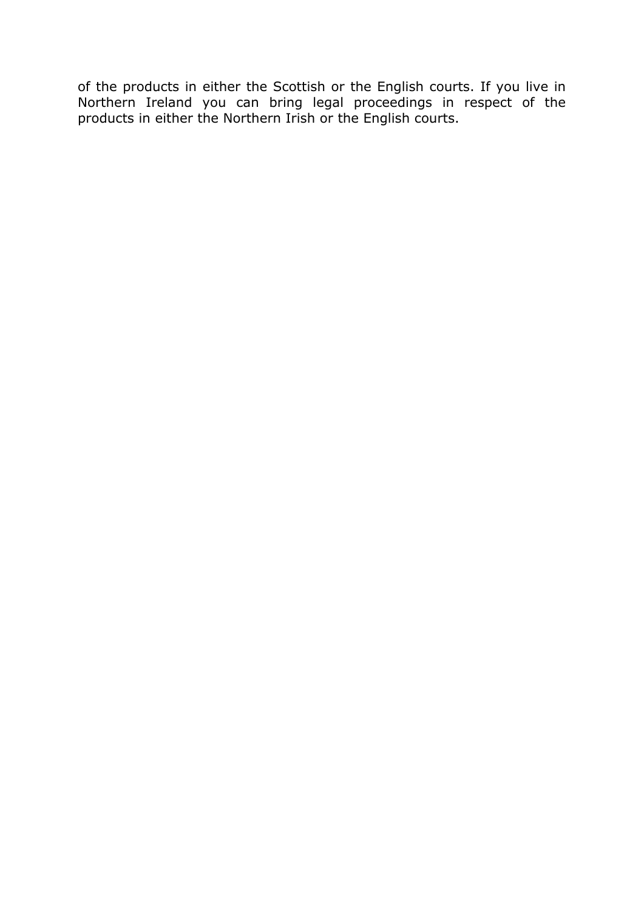of the products in either the Scottish or the English courts. If you live in Northern Ireland you can bring legal proceedings in respect of the products in either the Northern Irish or the English courts.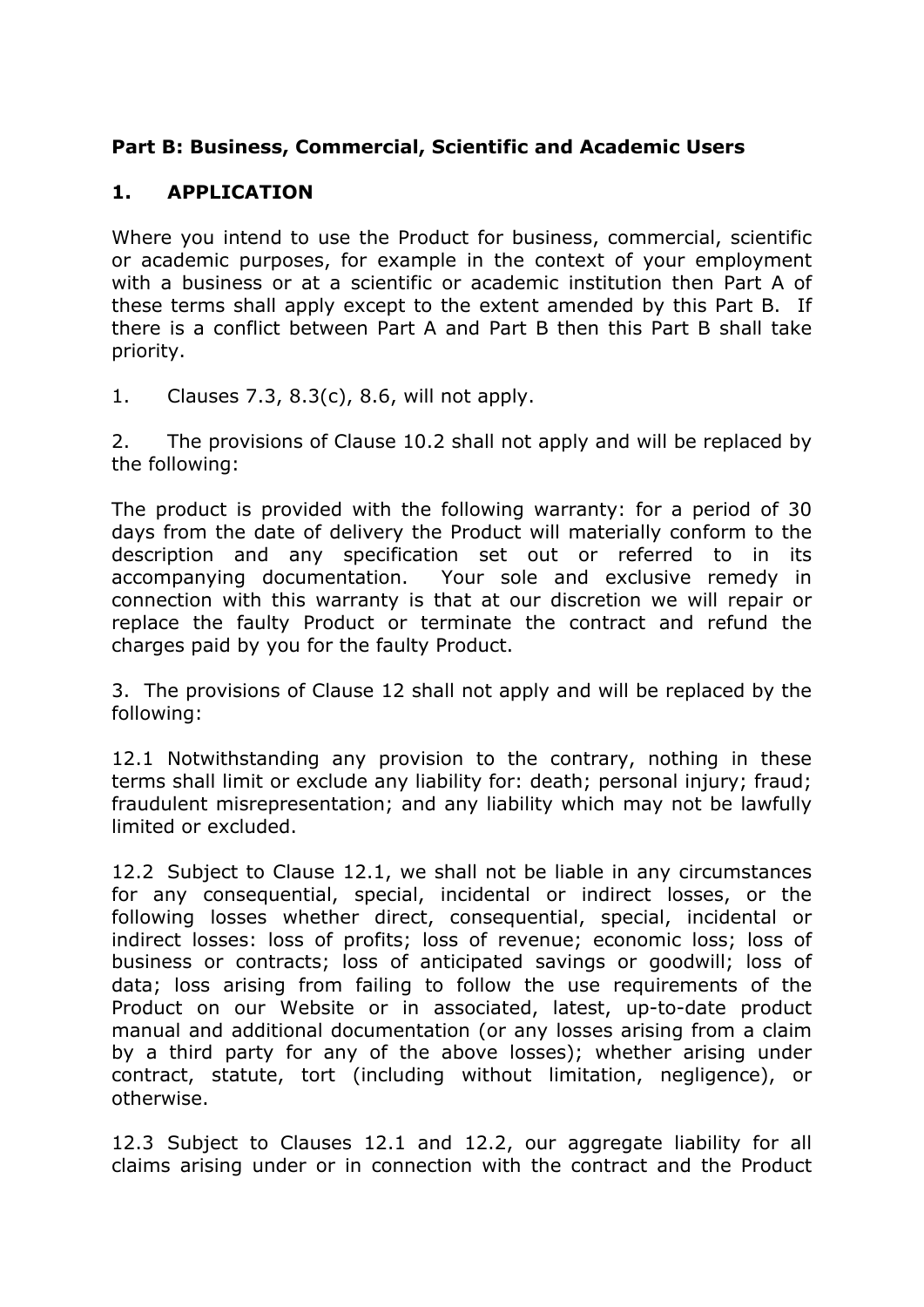**Part B: Business, Commercial, Scientific and Academic Users**

## 1. APPLICATION

Where you intend to use the Product for business, commercial, scientific or academic purposes, for example in the context of your employment with a business or at a scientific or academic institution then Part A of these terms shall apply except to the extent amended by this Part B. If there is a conflict between Part A and Part B then this Part B shall take priority.

1. Clauses 7.3, 8.3(c), 8.6, will not apply.

2. The provisions of Clause 10.2 shall not apply and will be replaced by the following:

The product is provided with the following warranty: for a period of 30 days from the date of delivery the Product will materially conform to the description and any specification set out or referred to in its accompanying documentation. Your sole and exclusive remedy in connection with this warranty is that at our discretion we will repair or replace the faulty Product or terminate the contract and refund the charges paid by you for the faulty Product.

3. The provisions of Clause 12 shall not apply and will be replaced by the following:

12.1 Notwithstanding any provision to the contrary, nothing in these terms shall limit or exclude any liability for: death; personal injury; fraud; fraudulent misrepresentation; and any liability which may not be lawfully limited or excluded.

12.2 Subject to Clause 12.1, we shall not be liable in any circumstances for any consequential, special, incidental or indirect losses, or the following losses whether direct, consequential, special, incidental or indirect losses: loss of profits; loss of revenue; economic loss; loss of business or contracts; loss of anticipated savings or goodwill; loss of data; loss arising from failing to follow the use requirements of the Product on our Website or in associated, latest, up-to-date product manual and additional documentation (or any losses arising from a claim by a third party for any of the above losses); whether arising under contract, statute, tort (including without limitation, negligence), or otherwise.

12.3 Subject to Clauses 12.1 and 12.2, our aggregate liability for all claims arising under or in connection with the contract and the Product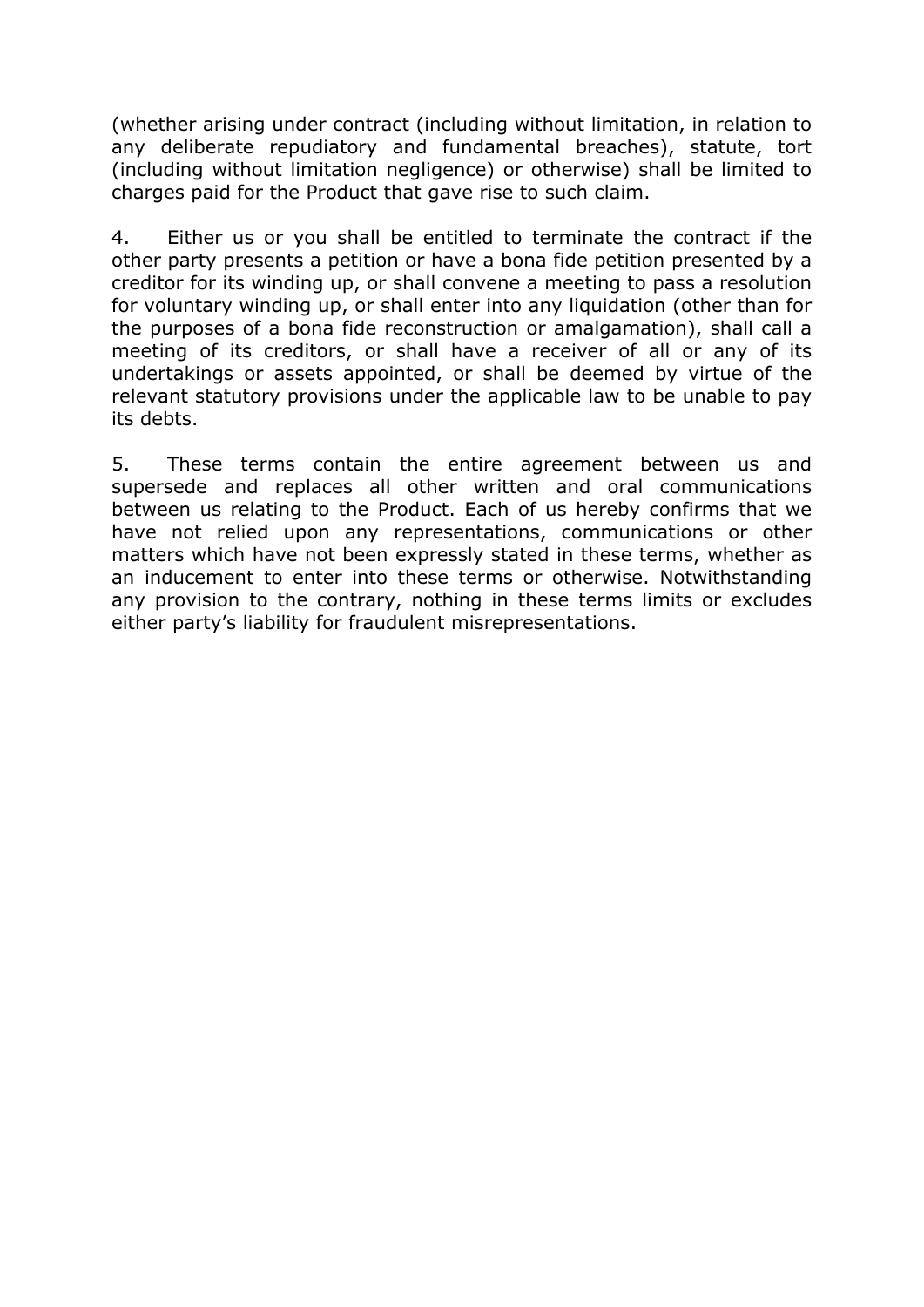(whether arising under contract (including without limitation, in relation to any deliberate repudiatory and fundamental breaches), statute, tort (including without limitation negligence) or otherwise) shall be limited to charges paid for the Product that gave rise to such claim.

4. Either us or you shall be entitled to terminate the contract if the other party presents a petition or have a bona fide petition presented by a creditor for its winding up, or shall convene a meeting to pass a resolution for voluntary winding up, or shall enter into any liquidation (other than for the purposes of a bona fide reconstruction or amalgamation), shall call a meeting of its creditors, or shall have a receiver of all or any of its undertakings or assets appointed, or shall be deemed by virtue of the relevant statutory provisions under the applicable law to be unable to pay its debts.

5. These terms contain the entire agreement between us and supersede and replaces all other written and oral communications between us relating to the Product. Each of us hereby confirms that we have not relied upon any representations, communications or other matters which have not been expressly stated in these terms, whether as an inducement to enter into these terms or otherwise. Notwithstanding any provision to the contrary, nothing in these terms limits or excludes either party's liability for fraudulent misrepresentations.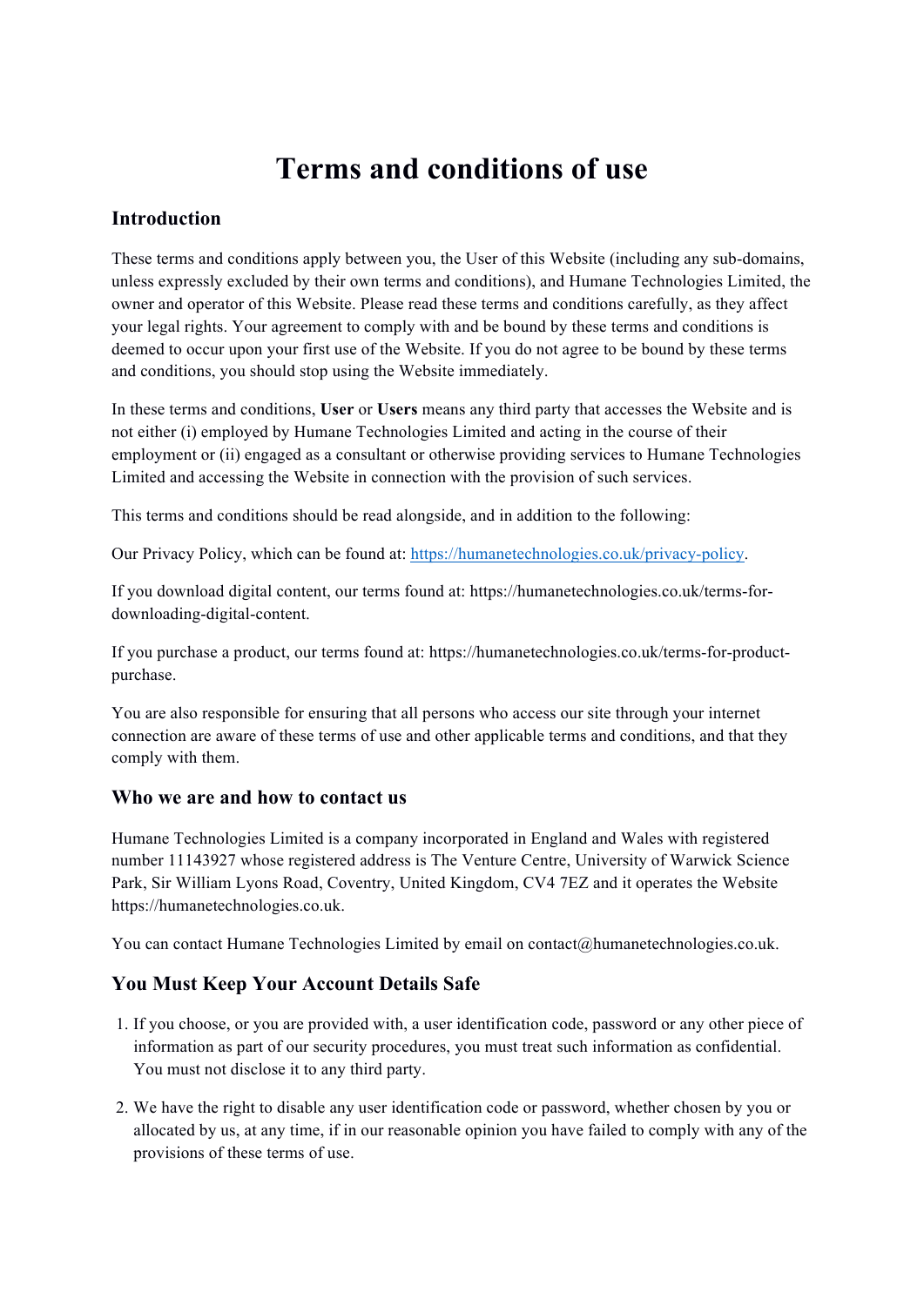# Terms and conditions of use

## Introduction

These terms and conditions apply between you, the User of this Website (including any sub-domains, unless expressly excluded by their own terms and conditions), and Humane Technologies Limited, the owner and operator of this Website. Please read these terms and conditions carefully, as they affect your legal rights. Your agreement to comply with and be bound by these terms and conditions is deemed to occur upon your first use of the Website. If you do not agree to be bound by these terms and conditions, you should stop using the Website immediately.

In these terms and conditions, **User** or **Users** means any third party that accesses the Website and is not either (i) employed by Humane Technologies Limited and acting in the course of their employment or (ii) engaged as a consultant or otherwise providing services to Humane Technologies Limited and accessing the Website in connection with the provision of such services.

This terms and conditions should be read alongside, and in addition to the following:

Our Privacy Policy, which can be found at: https://humanetechnologies.co.uk/privacy-policy.

If you download digital content, our terms found at: https://humanetechnologies.co.uk/terms-for-downloading-digital-content.

If you purchase a product, our terms found at: https://humanetechnologies.co.uk/terms-for-product-purchase.

You are also responsible for ensuring that all persons who access our site through your internet connection are aware of these terms of use and other applicable terms and conditions, and that they comply with them.

## Who we are and how to contact us

Humane Technologies Limited is a company incorporated in England and Wales with registered number 11143927 whose registered address is The Venture Centre, University of Warwick Science Park, Sir William Lyons Road, Coventry, United Kingdom, CV4 7EZ and it operates the Website https://humanetechnologies.co.uk.

You can contact Humane Technologies Limited by email on contact@humanetechnologies.co.uk.

## You Must Keep Your Account Details Safe

1. If you choose, or you are provided with, a user identification code, password or any other piece of information as part of our security procedures, you must treat such information as confidential. You must not disclose it to any third party.

2. We have the right to disable any user identification code or password, whether chosen by you or allocated by us, at any time, if in our reasonable opinion you have failed to comply with any of the provisions of these terms of use.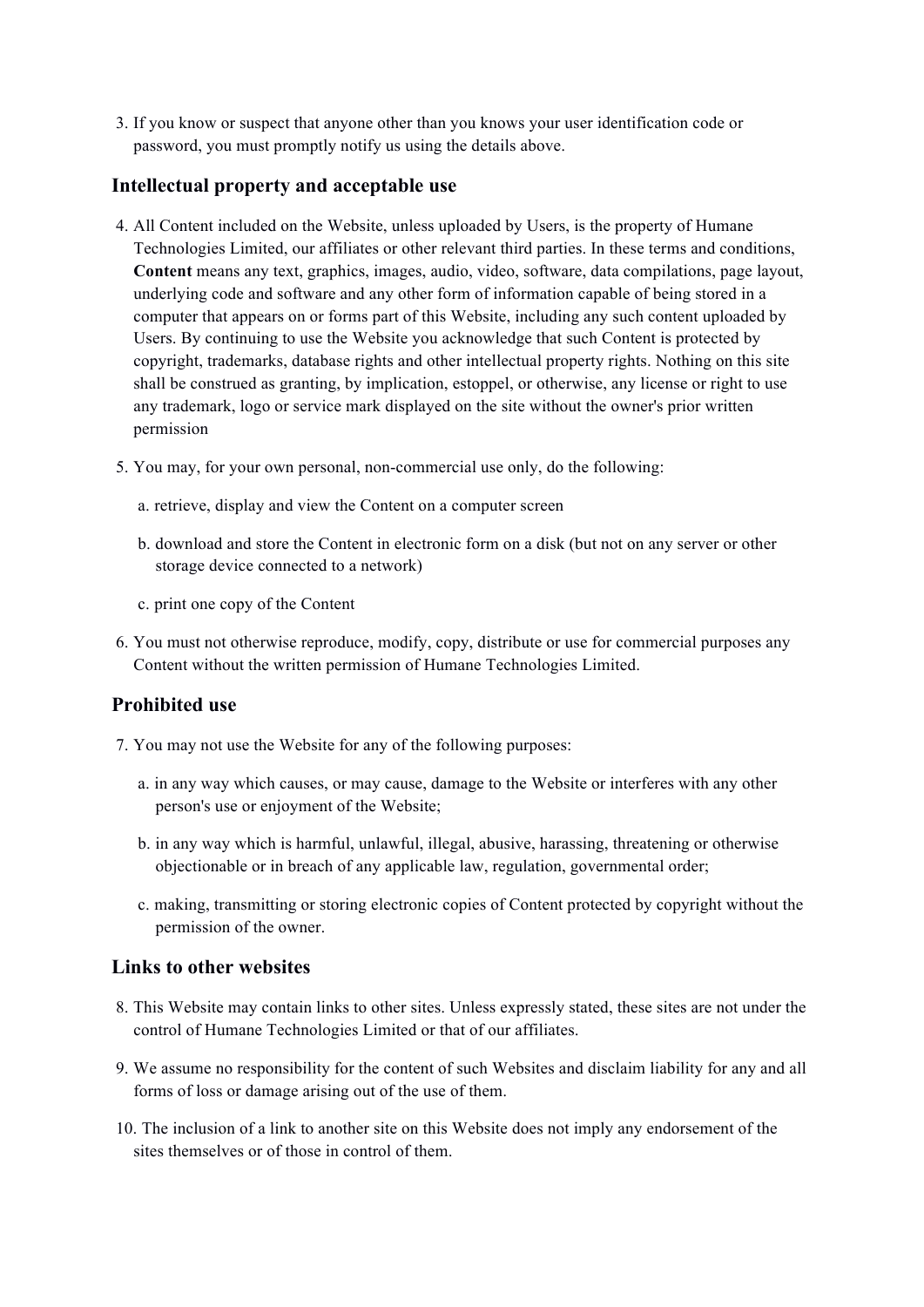3. If you know or suspect that anyone other than you knows your user identification code or password, you must promptly notify us using the details above.

## Intellectual property and acceptable use

4. All Content included on the Website, unless uploaded by Users, is the property of Humane Technologies Limited, our affiliates or other relevant third parties. In these terms and conditions, **Content** means any text, graphics, images, audio, video, software, data compilations, page layout, underlying code and software and any other form of information capable of being stored in a computer that appears on or forms part of this Website, including any such content uploaded by Users. By continuing to use the Website you acknowledge that such Content is protected by copyright, trademarks, database rights and other intellectual property rights. Nothing on this site shall be construed as granting, by implication, estoppel, or otherwise, any license or right to use any trademark, logo or service mark displayed on the site without the owner's prior written permission

5. You may, for your own personal, non-commercial use only, do the following:

   a. retrieve, display and view the Content on a computer screen

   b. download and store the Content in electronic form on a disk (but not on any server or other storage device connected to a network)

   c. print one copy of the Content

6. You must not otherwise reproduce, modify, copy, distribute or use for commercial purposes any Content without the written permission of Humane Technologies Limited.

## Prohibited use

7. You may not use the Website for any of the following purposes:

   a. in any way which causes, or may cause, damage to the Website or interferes with any other person's use or enjoyment of the Website;

   b. in any way which is harmful, unlawful, illegal, abusive, harassing, threatening or otherwise objectionable or in breach of any applicable law, regulation, governmental order;

   c. making, transmitting or storing electronic copies of Content protected by copyright without the permission of the owner.

## Links to other websites

8. This Website may contain links to other sites. Unless expressly stated, these sites are not under the control of Humane Technologies Limited or that of our affiliates.

9. We assume no responsibility for the content of such Websites and disclaim liability for any and all forms of loss or damage arising out of the use of them.

10. The inclusion of a link to another site on this Website does not imply any endorsement of the sites themselves or of those in control of them.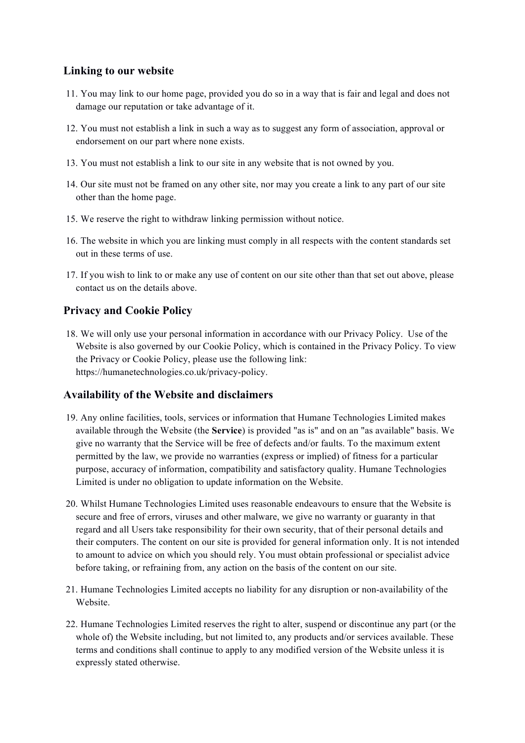## Linking to our website

11. You may link to our home page, provided you do so in a way that is fair and legal and does not damage our reputation or take advantage of it.

12. You must not establish a link in such a way as to suggest any form of association, approval or endorsement on our part where none exists.

13. You must not establish a link to our site in any website that is not owned by you.

14. Our site must not be framed on any other site, nor may you create a link to any part of our site other than the home page.

15. We reserve the right to withdraw linking permission without notice.

16. The website in which you are linking must comply in all respects with the content standards set out in these terms of use.

17. If you wish to link to or make any use of content on our site other than that set out above, please contact us on the details above.

## Privacy and Cookie Policy

18. We will only use your personal information in accordance with our Privacy Policy. Use of the Website is also governed by our Cookie Policy, which is contained in the Privacy Policy. To view the Privacy or Cookie Policy, please use the following link: https://humanetechnologies.co.uk/privacy-policy.

## Availability of the Website and disclaimers

19. Any online facilities, tools, services or information that Humane Technologies Limited makes available through the Website (the **Service**) is provided "as is" and on an "as available" basis. We give no warranty that the Service will be free of defects and/or faults. To the maximum extent permitted by the law, we provide no warranties (express or implied) of fitness for a particular purpose, accuracy of information, compatibility and satisfactory quality. Humane Technologies Limited is under no obligation to update information on the Website.

20. Whilst Humane Technologies Limited uses reasonable endeavours to ensure that the Website is secure and free of errors, viruses and other malware, we give no warranty or guaranty in that regard and all Users take responsibility for their own security, that of their personal details and their computers. The content on our site is provided for general information only. It is not intended to amount to advice on which you should rely. You must obtain professional or specialist advice before taking, or refraining from, any action on the basis of the content on our site.

21. Humane Technologies Limited accepts no liability for any disruption or non-availability of the Website.

22. Humane Technologies Limited reserves the right to alter, suspend or discontinue any part (or the whole of) the Website including, but not limited to, any products and/or services available. These terms and conditions shall continue to apply to any modified version of the Website unless it is expressly stated otherwise.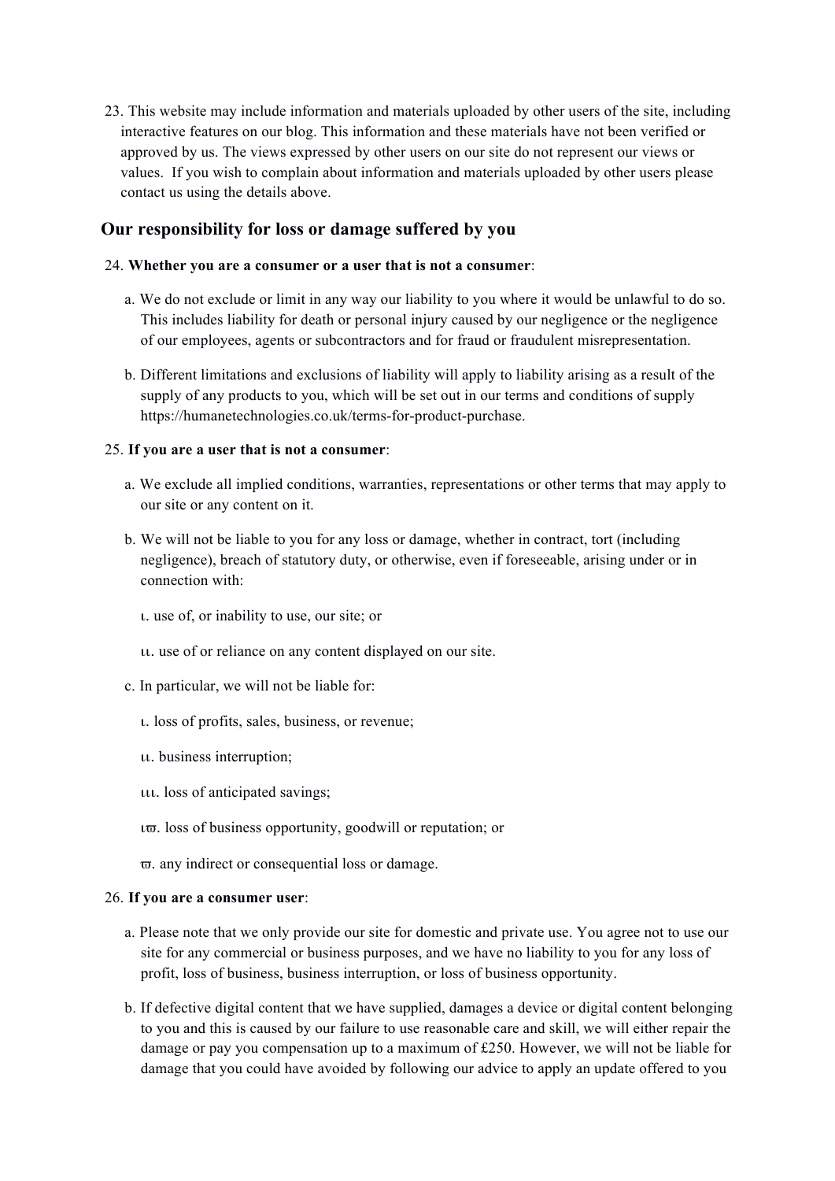23. This website may include information and materials uploaded by other users of the site, including interactive features on our blog. This information and these materials have not been verified or approved by us. The views expressed by other users on our site do not represent our views or values. If you wish to complain about information and materials uploaded by other users please contact us using the details above.

## Our responsibility for loss or damage suffered by you

24. **Whether you are a consumer or a user that is not a consumer**:

   a. We do not exclude or limit in any way our liability to you where it would be unlawful to do so. This includes liability for death or personal injury caused by our negligence or the negligence of our employees, agents or subcontractors and for fraud or fraudulent misrepresentation.

   b. Different limitations and exclusions of liability will apply to liability arising as a result of the supply of any products to you, which will be set out in our terms and conditions of supply https://humanetechnologies.co.uk/terms-for-product-purchase.

25. **If you are a user that is not a consumer**:

   a. We exclude all implied conditions, warranties, representations or other terms that may apply to our site or any content on it.

   b. We will not be liable to you for any loss or damage, whether in contract, tort (including negligence), breach of statutory duty, or otherwise, even if foreseeable, arising under or in connection with:

      ι. use of, or inability to use, our site; or

      ιι. use of or reliance on any content displayed on our site.

   c. In particular, we will not be liable for:

      ι. loss of profits, sales, business, or revenue;

      ιι. business interruption;

      ιιι. loss of anticipated savings;

      ιϖ. loss of business opportunity, goodwill or reputation; or

      ϖ. any indirect or consequential loss or damage.

26. **If you are a consumer user**:

   a. Please note that we only provide our site for domestic and private use. You agree not to use our site for any commercial or business purposes, and we have no liability to you for any loss of profit, loss of business, business interruption, or loss of business opportunity.

   b. If defective digital content that we have supplied, damages a device or digital content belonging to you and this is caused by our failure to use reasonable care and skill, we will either repair the damage or pay you compensation up to a maximum of £250. However, we will not be liable for damage that you could have avoided by following our advice to apply an update offered to you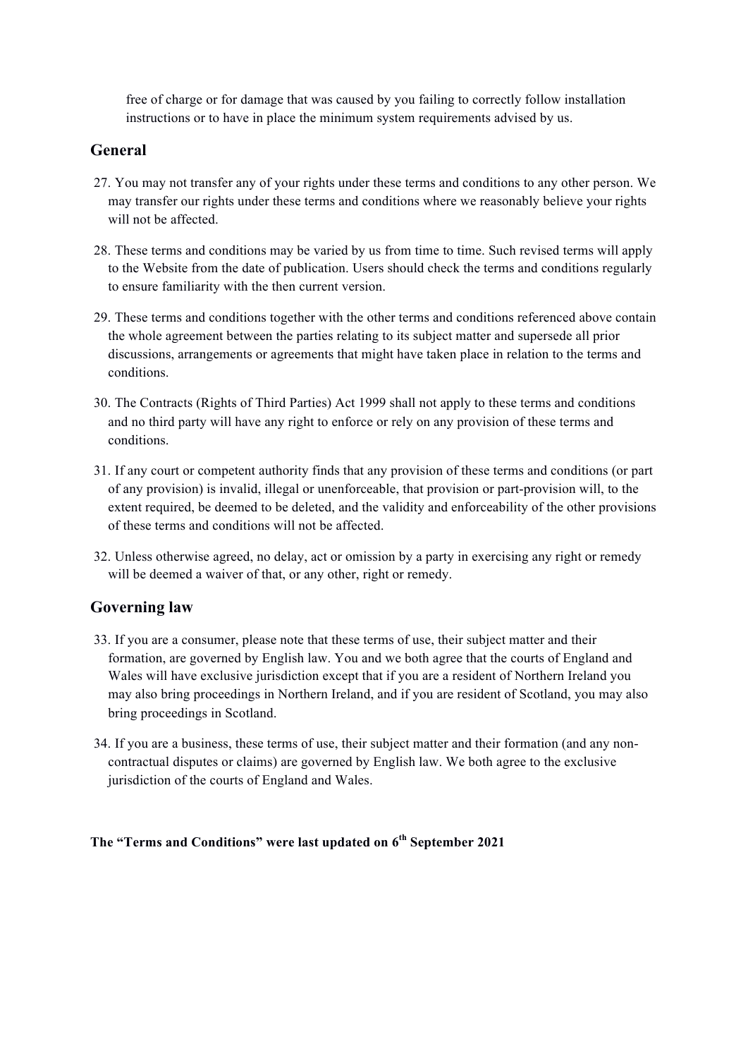free of charge or for damage that was caused by you failing to correctly follow installation instructions or to have in place the minimum system requirements advised by us.

## General

27. You may not transfer any of your rights under these terms and conditions to any other person. We may transfer our rights under these terms and conditions where we reasonably believe your rights will not be affected.

28. These terms and conditions may be varied by us from time to time. Such revised terms will apply to the Website from the date of publication. Users should check the terms and conditions regularly to ensure familiarity with the then current version.

29. These terms and conditions together with the other terms and conditions referenced above contain the whole agreement between the parties relating to its subject matter and supersede all prior discussions, arrangements or agreements that might have taken place in relation to the terms and conditions.

30. The Contracts (Rights of Third Parties) Act 1999 shall not apply to these terms and conditions and no third party will have any right to enforce or rely on any provision of these terms and conditions.

31. If any court or competent authority finds that any provision of these terms and conditions (or part of any provision) is invalid, illegal or unenforceable, that provision or part-provision will, to the extent required, be deemed to be deleted, and the validity and enforceability of the other provisions of these terms and conditions will not be affected.

32. Unless otherwise agreed, no delay, act or omission by a party in exercising any right or remedy will be deemed a waiver of that, or any other, right or remedy.

## Governing law

33. If you are a consumer, please note that these terms of use, their subject matter and their formation, are governed by English law. You and we both agree that the courts of England and Wales will have exclusive jurisdiction except that if you are a resident of Northern Ireland you may also bring proceedings in Northern Ireland, and if you are resident of Scotland, you may also bring proceedings in Scotland.

34. If you are a business, these terms of use, their subject matter and their formation (and any non-contractual disputes or claims) are governed by English law. We both agree to the exclusive jurisdiction of the courts of England and Wales.

**The "Terms and Conditions" were last updated on 6th September 2021**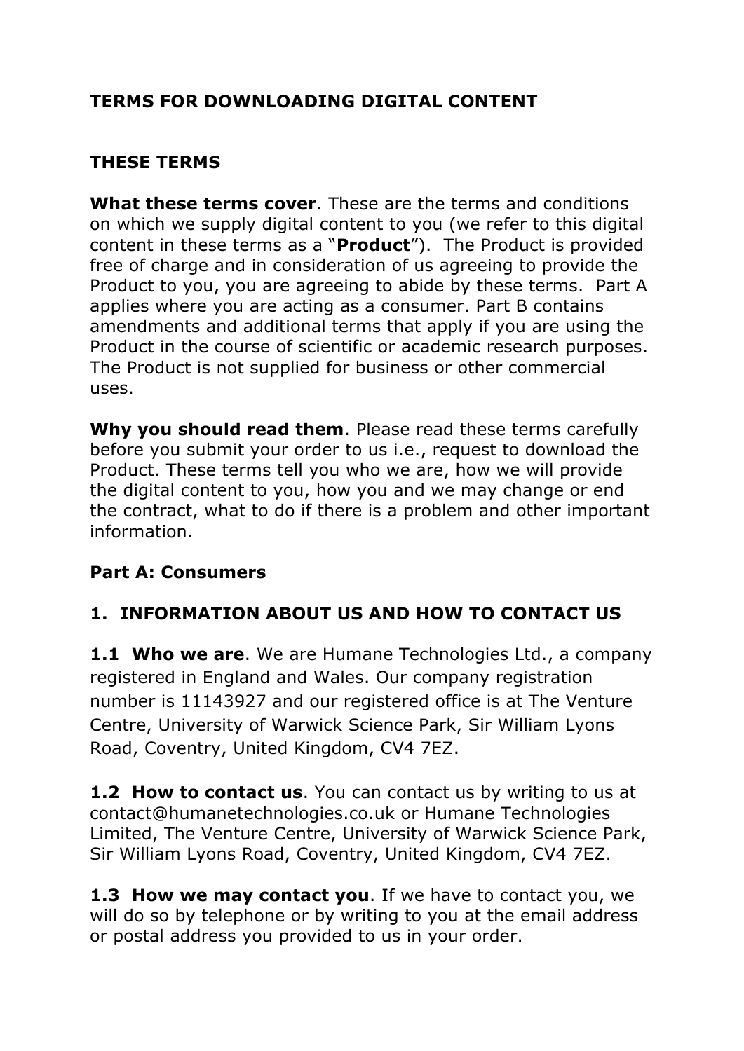## TERMS FOR DOWNLOADING DIGITAL CONTENT

### THESE TERMS

**What these terms cover**. These are the terms and conditions on which we supply digital content to you (we refer to this digital content in these terms as a "**Product**"). The Product is provided free of charge and in consideration of us agreeing to provide the Product to you, you are agreeing to abide by these terms. Part A applies where you are acting as a consumer. Part B contains amendments and additional terms that apply if you are using the Product in the course of scientific or academic research purposes. The Product is not supplied for business or other commercial uses.

**Why you should read them**. Please read these terms carefully before you submit your order to us i.e., request to download the Product. These terms tell you who we are, how we will provide the digital content to you, how you and we may change or end the contract, what to do if there is a problem and other important information.

### Part A: Consumers

### 1. INFORMATION ABOUT US AND HOW TO CONTACT US

**1.1 Who we are**. We are Humane Technologies Ltd., a company registered in England and Wales. Our company registration number is 11143927 and our registered office is at The Venture Centre, University of Warwick Science Park, Sir William Lyons Road, Coventry, United Kingdom, CV4 7EZ.

**1.2 How to contact us**. You can contact us by writing to us at contact@humanetechnologies.co.uk or Humane Technologies Limited, The Venture Centre, University of Warwick Science Park, Sir William Lyons Road, Coventry, United Kingdom, CV4 7EZ.

**1.3 How we may contact you**. If we have to contact you, we will do so by telephone or by writing to you at the email address or postal address you provided to us in your order.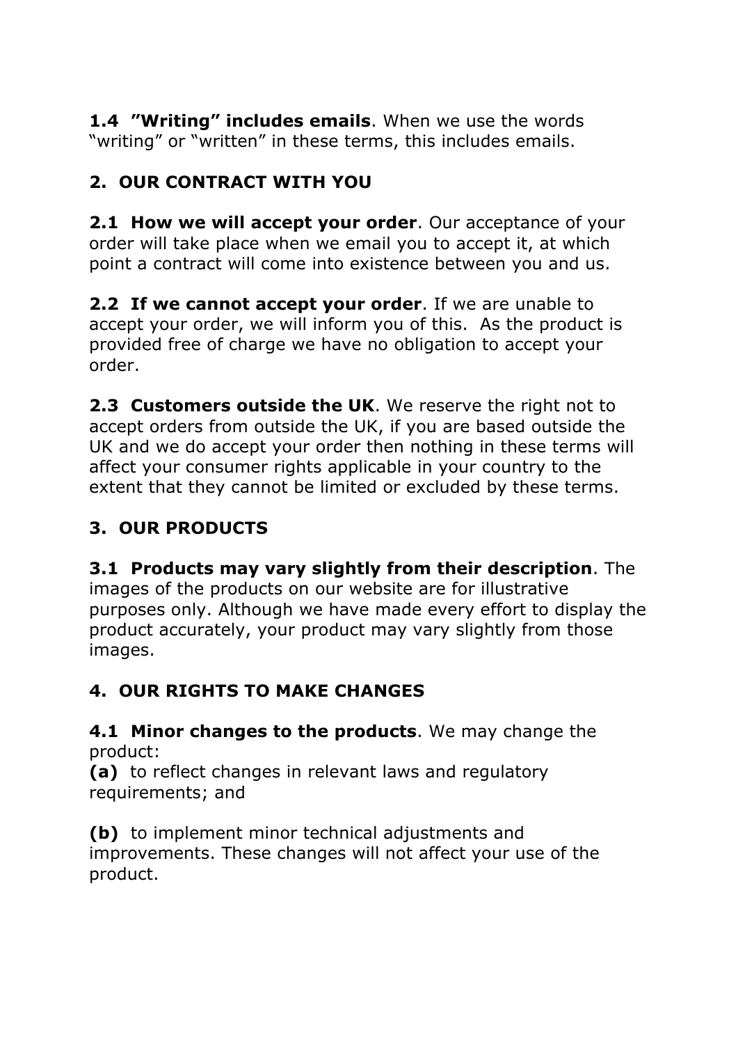**1.4 "Writing" includes emails**. When we use the words "writing" or "written" in these terms, this includes emails.

## 2. OUR CONTRACT WITH YOU

**2.1 How we will accept your order**. Our acceptance of your order will take place when we email you to accept it, at which point a contract will come into existence between you and us.

**2.2 If we cannot accept your order**. If we are unable to accept your order, we will inform you of this. As the product is provided free of charge we have no obligation to accept your order.

**2.3 Customers outside the UK**. We reserve the right not to accept orders from outside the UK, if you are based outside the UK and we do accept your order then nothing in these terms will affect your consumer rights applicable in your country to the extent that they cannot be limited or excluded by these terms.

## 3. OUR PRODUCTS

**3.1 Products may vary slightly from their description**. The images of the products on our website are for illustrative purposes only. Although we have made every effort to display the product accurately, your product may vary slightly from those images.

## 4. OUR RIGHTS TO MAKE CHANGES

**4.1 Minor changes to the products**. We may change the product:

**(a)** to reflect changes in relevant laws and regulatory requirements; and

**(b)** to implement minor technical adjustments and improvements. These changes will not affect your use of the product.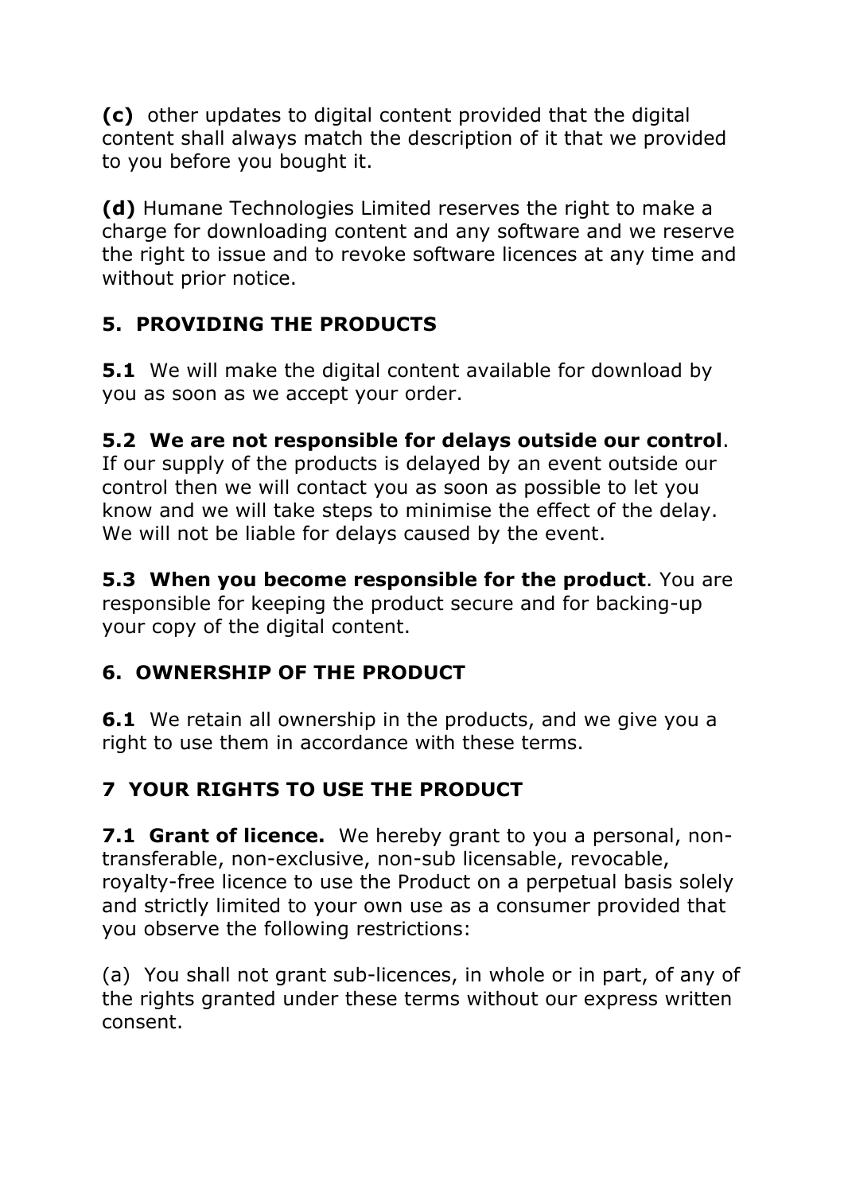**(c)** other updates to digital content provided that the digital content shall always match the description of it that we provided to you before you bought it.

**(d)** Humane Technologies Limited reserves the right to make a charge for downloading content and any software and we reserve the right to issue and to revoke software licences at any time and without prior notice.

## 5. PROVIDING THE PRODUCTS

**5.1** We will make the digital content available for download by you as soon as we accept your order.

**5.2 We are not responsible for delays outside our control**. If our supply of the products is delayed by an event outside our control then we will contact you as soon as possible to let you know and we will take steps to minimise the effect of the delay. We will not be liable for delays caused by the event.

**5.3 When you become responsible for the product**. You are responsible for keeping the product secure and for backing-up your copy of the digital content.

## 6. OWNERSHIP OF THE PRODUCT

**6.1** We retain all ownership in the products, and we give you a right to use them in accordance with these terms.

## 7 YOUR RIGHTS TO USE THE PRODUCT

**7.1 Grant of licence.** We hereby grant to you a personal, non-transferable, non-exclusive, non-sub licensable, revocable, royalty-free licence to use the Product on a perpetual basis solely and strictly limited to your own use as a consumer provided that you observe the following restrictions:

(a) You shall not grant sub-licences, in whole or in part, of any of the rights granted under these terms without our express written consent.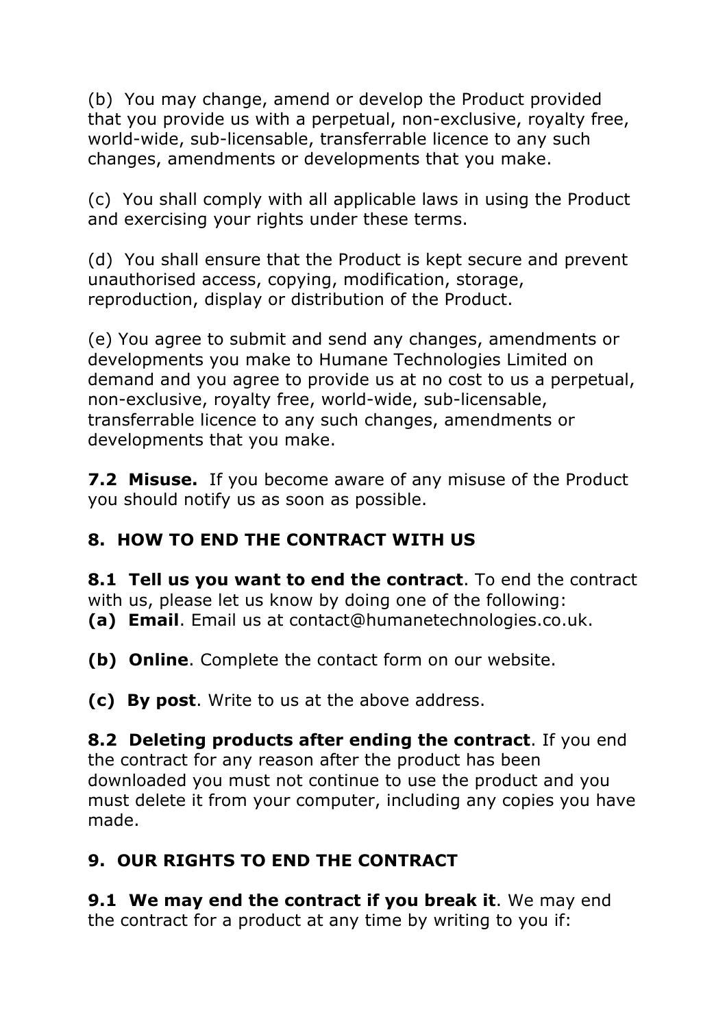(b) You may change, amend or develop the Product provided that you provide us with a perpetual, non-exclusive, royalty free, world-wide, sub-licensable, transferrable licence to any such changes, amendments or developments that you make.

(c) You shall comply with all applicable laws in using the Product and exercising your rights under these terms.

(d) You shall ensure that the Product is kept secure and prevent unauthorised access, copying, modification, storage, reproduction, display or distribution of the Product.

(e) You agree to submit and send any changes, amendments or developments you make to Humane Technologies Limited on demand and you agree to provide us at no cost to us a perpetual, non-exclusive, royalty free, world-wide, sub-licensable, transferrable licence to any such changes, amendments or developments that you make.

**7.2 Misuse.** If you become aware of any misuse of the Product you should notify us as soon as possible.

## 8. HOW TO END THE CONTRACT WITH US

**8.1 Tell us you want to end the contract**. To end the contract with us, please let us know by doing one of the following:
**(a) Email**. Email us at contact@humanetechnologies.co.uk.

**(b) Online**. Complete the contact form on our website.

**(c) By post**. Write to us at the above address.

**8.2 Deleting products after ending the contract**. If you end the contract for any reason after the product has been downloaded you must not continue to use the product and you must delete it from your computer, including any copies you have made.

## 9. OUR RIGHTS TO END THE CONTRACT

**9.1 We may end the contract if you break it**. We may end the contract for a product at any time by writing to you if: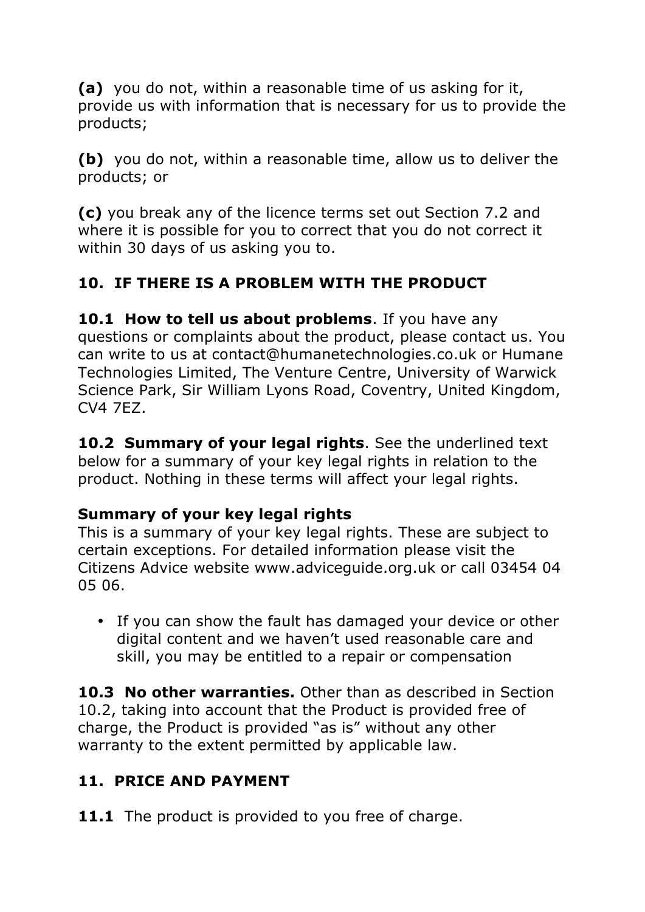**(a)** you do not, within a reasonable time of us asking for it, provide us with information that is necessary for us to provide the products;

**(b)** you do not, within a reasonable time, allow us to deliver the products; or

**(c)** you break any of the licence terms set out Section 7.2 and where it is possible for you to correct that you do not correct it within 30 days of us asking you to.

## 10. IF THERE IS A PROBLEM WITH THE PRODUCT

**10.1 How to tell us about problems**. If you have any questions or complaints about the product, please contact us. You can write to us at contact@humanetechnologies.co.uk or Humane Technologies Limited, The Venture Centre, University of Warwick Science Park, Sir William Lyons Road, Coventry, United Kingdom, CV4 7EZ.

**10.2 Summary of your legal rights**. See the underlined text below for a summary of your key legal rights in relation to the product. Nothing in these terms will affect your legal rights.

**Summary of your key legal rights**
This is a summary of your key legal rights. These are subject to certain exceptions. For detailed information please visit the Citizens Advice website www.adviceguide.org.uk or call 03454 04 05 06.

- If you can show the fault has damaged your device or other digital content and we haven't used reasonable care and skill, you may be entitled to a repair or compensation

**10.3 No other warranties.** Other than as described in Section 10.2, taking into account that the Product is provided free of charge, the Product is provided "as is" without any other warranty to the extent permitted by applicable law.

## 11. PRICE AND PAYMENT

**11.1** The product is provided to you free of charge.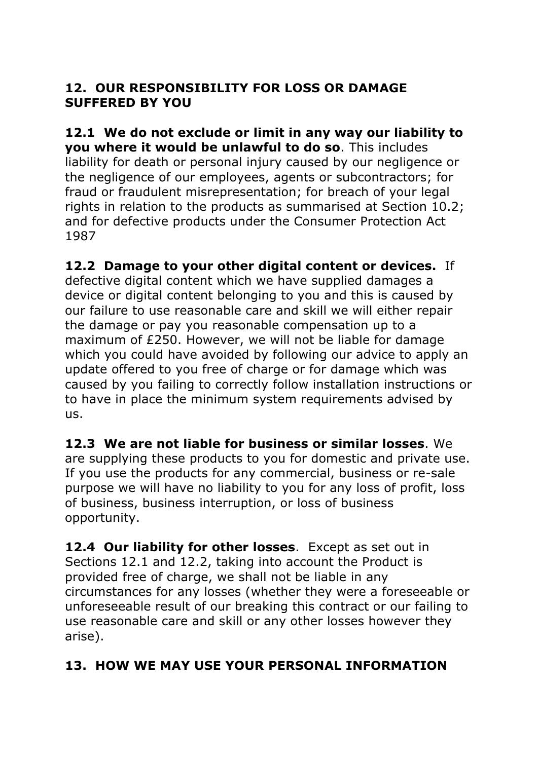## 12. OUR RESPONSIBILITY FOR LOSS OR DAMAGE SUFFERED BY YOU

**12.1 We do not exclude or limit in any way our liability to you where it would be unlawful to do so**. This includes liability for death or personal injury caused by our negligence or the negligence of our employees, agents or subcontractors; for fraud or fraudulent misrepresentation; for breach of your legal rights in relation to the products as summarised at Section 10.2; and for defective products under the Consumer Protection Act 1987

**12.2 Damage to your other digital content or devices.** If defective digital content which we have supplied damages a device or digital content belonging to you and this is caused by our failure to use reasonable care and skill we will either repair the damage or pay you reasonable compensation up to a maximum of £250. However, we will not be liable for damage which you could have avoided by following our advice to apply an update offered to you free of charge or for damage which was caused by you failing to correctly follow installation instructions or to have in place the minimum system requirements advised by us.

**12.3 We are not liable for business or similar losses**. We are supplying these products to you for domestic and private use. If you use the products for any commercial, business or re-sale purpose we will have no liability to you for any loss of profit, loss of business, business interruption, or loss of business opportunity.

**12.4 Our liability for other losses**. Except as set out in Sections 12.1 and 12.2, taking into account the Product is provided free of charge, we shall not be liable in any circumstances for any losses (whether they were a foreseeable or unforeseeable result of our breaking this contract or our failing to use reasonable care and skill or any other losses however they arise).

## 13. HOW WE MAY USE YOUR PERSONAL INFORMATION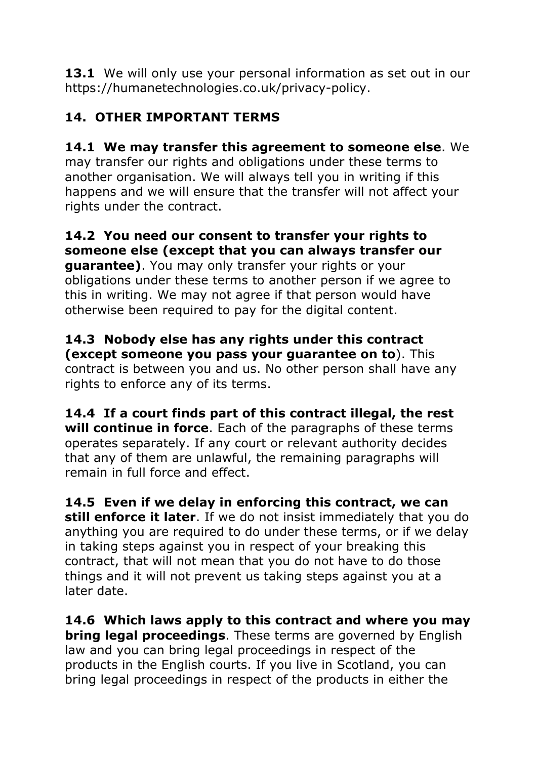**13.1** We will only use your personal information as set out in our https://humanetechnologies.co.uk/privacy-policy.

## 14. OTHER IMPORTANT TERMS

**14.1 We may transfer this agreement to someone else**. We may transfer our rights and obligations under these terms to another organisation. We will always tell you in writing if this happens and we will ensure that the transfer will not affect your rights under the contract.

**14.2 You need our consent to transfer your rights to someone else (except that you can always transfer our guarantee)**. You may only transfer your rights or your obligations under these terms to another person if we agree to this in writing. We may not agree if that person would have otherwise been required to pay for the digital content.

**14.3 Nobody else has any rights under this contract (except someone you pass your guarantee on to**). This contract is between you and us. No other person shall have any rights to enforce any of its terms.

**14.4 If a court finds part of this contract illegal, the rest will continue in force**. Each of the paragraphs of these terms operates separately. If any court or relevant authority decides that any of them are unlawful, the remaining paragraphs will remain in full force and effect.

**14.5 Even if we delay in enforcing this contract, we can still enforce it later**. If we do not insist immediately that you do anything you are required to do under these terms, or if we delay in taking steps against you in respect of your breaking this contract, that will not mean that you do not have to do those things and it will not prevent us taking steps against you at a later date.

**14.6 Which laws apply to this contract and where you may bring legal proceedings**. These terms are governed by English law and you can bring legal proceedings in respect of the products in the English courts. If you live in Scotland, you can bring legal proceedings in respect of the products in either the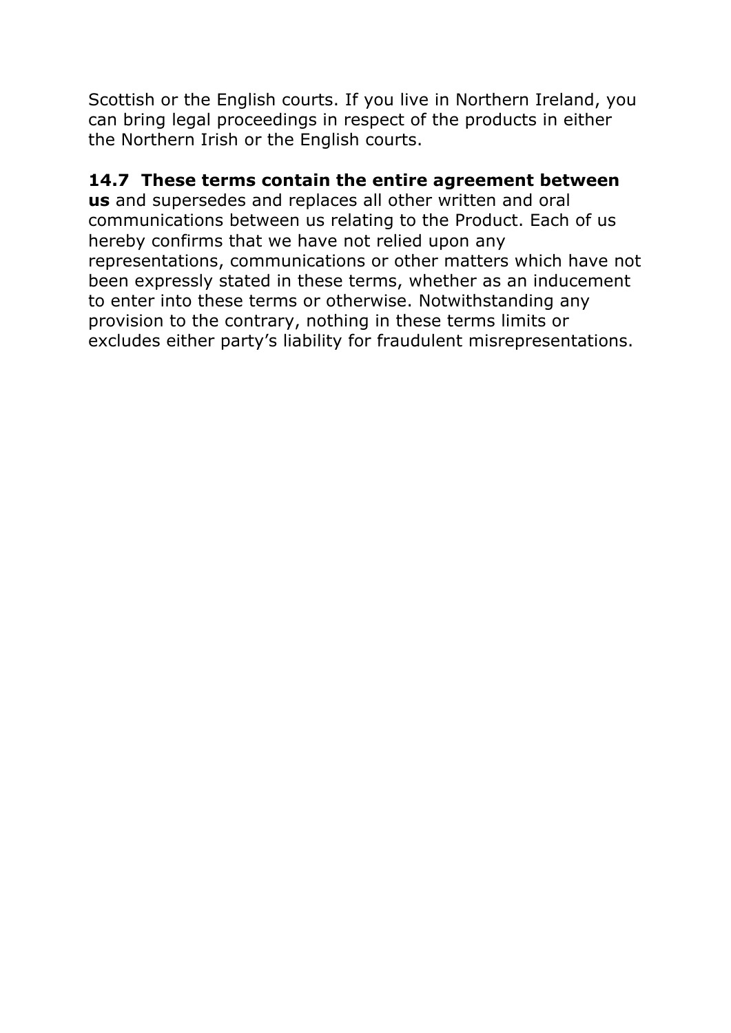Scottish or the English courts. If you live in Northern Ireland, you can bring legal proceedings in respect of the products in either the Northern Irish or the English courts.

**14.7 These terms contain the entire agreement between us** and supersedes and replaces all other written and oral communications between us relating to the Product. Each of us hereby confirms that we have not relied upon any representations, communications or other matters which have not been expressly stated in these terms, whether as an inducement to enter into these terms or otherwise. Notwithstanding any provision to the contrary, nothing in these terms limits or excludes either party's liability for fraudulent misrepresentations.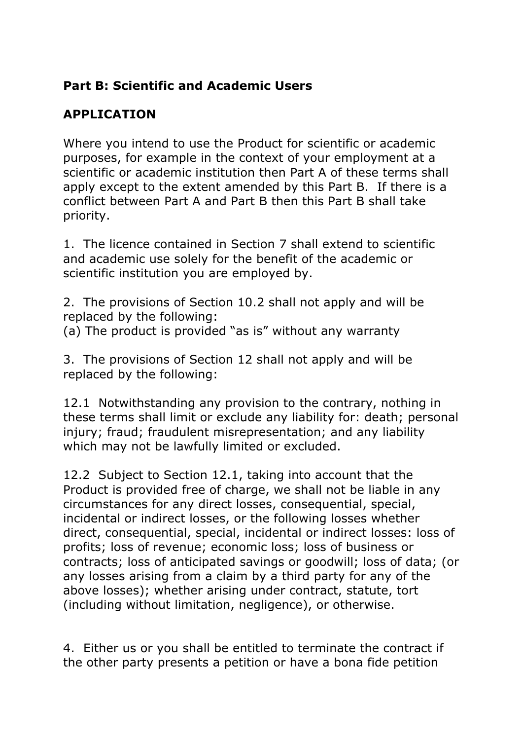**Part B: Scientific and Academic Users**

**APPLICATION**

Where you intend to use the Product for scientific or academic purposes, for example in the context of your employment at a scientific or academic institution then Part A of these terms shall apply except to the extent amended by this Part B. If there is a conflict between Part A and Part B then this Part B shall take priority.

1. The licence contained in Section 7 shall extend to scientific and academic use solely for the benefit of the academic or scientific institution you are employed by.

2. The provisions of Section 10.2 shall not apply and will be replaced by the following:
(a) The product is provided "as is" without any warranty

3. The provisions of Section 12 shall not apply and will be replaced by the following:

12.1 Notwithstanding any provision to the contrary, nothing in these terms shall limit or exclude any liability for: death; personal injury; fraud; fraudulent misrepresentation; and any liability which may not be lawfully limited or excluded.

12.2 Subject to Section 12.1, taking into account that the Product is provided free of charge, we shall not be liable in any circumstances for any direct losses, consequential, special, incidental or indirect losses, or the following losses whether direct, consequential, special, incidental or indirect losses: loss of profits; loss of revenue; economic loss; loss of business or contracts; loss of anticipated savings or goodwill; loss of data; (or any losses arising from a claim by a third party for any of the above losses); whether arising under contract, statute, tort (including without limitation, negligence), or otherwise.

4. Either us or you shall be entitled to terminate the contract if the other party presents a petition or have a bona fide petition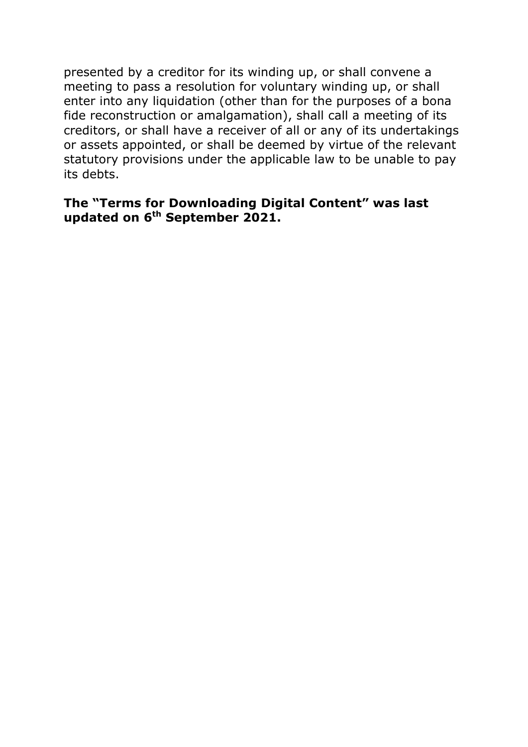presented by a creditor for its winding up, or shall convene a meeting to pass a resolution for voluntary winding up, or shall enter into any liquidation (other than for the purposes of a bona fide reconstruction or amalgamation), shall call a meeting of its creditors, or shall have a receiver of all or any of its undertakings or assets appointed, or shall be deemed by virtue of the relevant statutory provisions under the applicable law to be unable to pay its debts.

**The "Terms for Downloading Digital Content" was last updated on 6th September 2021.**